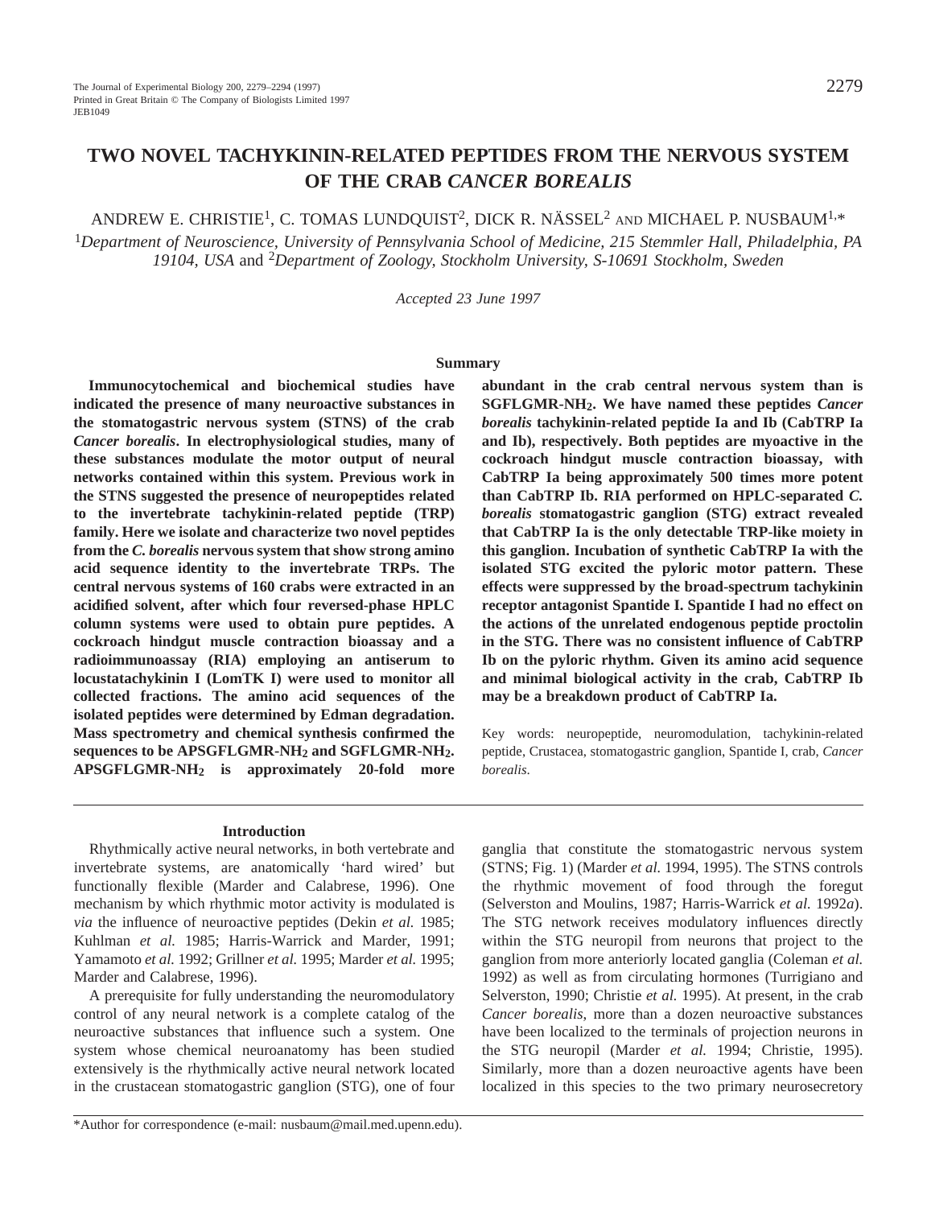# TWO NOVEL TACHYKININ-RELATED PEPTIDES FROM THE NERVOUS SYSTEM OF THE CRAB *CANCER BOREALIS*

ANDREW E. CHRISTIE[1], C. TOMAS LUNDQUIST[2], DICK R. NÄSSEL[2] AND MICHAEL P. NUSBAUM[1,*]

[1]*Department of Neuroscience, University of Pennsylvania School of Medicine, 215 Stemmler Hall, Philadelphia, PA 19104, USA* and [2]*Department of Zoology, Stockholm University, S-10691 Stockholm, Sweden*

*Accepted 23 June 1997*

## Summary

**Immunocytochemical and biochemical studies have indicated the presence of many neuroactive substances in the stomatogastric nervous system (STNS) of the crab *Cancer borealis*. In electrophysiological studies, many of these substances modulate the motor output of neural networks contained within this system. Previous work in the STNS suggested the presence of neuropeptides related to the invertebrate tachykinin-related peptide (TRP) family. Here we isolate and characterize two novel peptides from the *C. borealis* nervous system that show strong amino acid sequence identity to the invertebrate TRPs. The central nervous systems of 160 crabs were extracted in an acidified solvent, after which four reversed-phase HPLC column systems were used to obtain pure peptides. A cockroach hindgut muscle contraction bioassay and a radioimmunoassay (RIA) employing an antiserum to locustatachykinin I (LomTK I) were used to monitor all collected fractions. The amino acid sequences of the isolated peptides were determined by Edman degradation. Mass spectrometry and chemical synthesis confirmed the sequences to be APSGFLGMR-NH$_2$ and SGFLGMR-NH$_2$. APSGFLGMR-NH$_2$ is approximately 20-fold more abundant in the crab central nervous system than is SGFLGMR-NH$_2$. We have named these peptides *Cancer borealis* tachykinin-related peptide Ia and Ib (CabTRP Ia and Ib), respectively. Both peptides are myoactive in the cockroach hindgut muscle contraction bioassay, with CabTRP Ia being approximately 500 times more potent than CabTRP Ib. RIA performed on HPLC-separated *C. borealis* stomatogastric ganglion (STG) extract revealed that CabTRP Ia is the only detectable TRP-like moiety in this ganglion. Incubation of synthetic CabTRP Ia with the isolated STG excited the pyloric motor pattern. These effects were suppressed by the broad-spectrum tachykinin receptor antagonist Spantide I. Spantide I had no effect on the actions of the unrelated endogenous peptide proctolin in the STG. There was no consistent influence of CabTRP Ib on the pyloric rhythm. Given its amino acid sequence and minimal biological activity in the crab, CabTRP Ib may be a breakdown product of CabTRP Ia.**

Key words: neuropeptide, neuromodulation, tachykinin-related peptide, Crustacea, stomatogastric ganglion, Spantide I, crab, *Cancer borealis*.

## Introduction

Rhythmically active neural networks, in both vertebrate and invertebrate systems, are anatomically 'hard wired' but functionally flexible (Marder and Calabrese, 1996). One mechanism by which rhythmic motor activity is modulated is *via* the influence of neuroactive peptides (Dekin *et al.* 1985; Kuhlman *et al.* 1985; Harris-Warrick and Marder, 1991; Yamamoto *et al.* 1992; Grillner *et al.* 1995; Marder *et al.* 1995; Marder and Calabrese, 1996).

A prerequisite for fully understanding the neuromodulatory control of any neural network is a complete catalog of the neuroactive substances that influence such a system. One system whose chemical neuroanatomy has been studied extensively is the rhythmically active neural network located in the crustacean stomatogastric ganglion (STG), one of four ganglia that constitute the stomatogastric nervous system (STNS; Fig. 1) (Marder *et al.* 1994, 1995). The STNS controls the rhythmic movement of food through the foregut (Selverston and Moulins, 1987; Harris-Warrick *et al.* 1992*a*). The STG network receives modulatory influences directly within the STG neuropil from neurons that project to the ganglion from more anteriorly located ganglia (Coleman *et al.* 1992) as well as from circulating hormones (Turrigiano and Selverston, 1990; Christie *et al.* 1995). At present, in the crab *Cancer borealis*, more than a dozen neuroactive substances have been localized to the terminals of projection neurons in the STG neuropil (Marder *et al.* 1994; Christie, 1995). Similarly, more than a dozen neuroactive agents have been localized in this species to the two primary neurosecretory

*Author for correspondence (e-mail: nusbaum@mail.med.upenn.edu).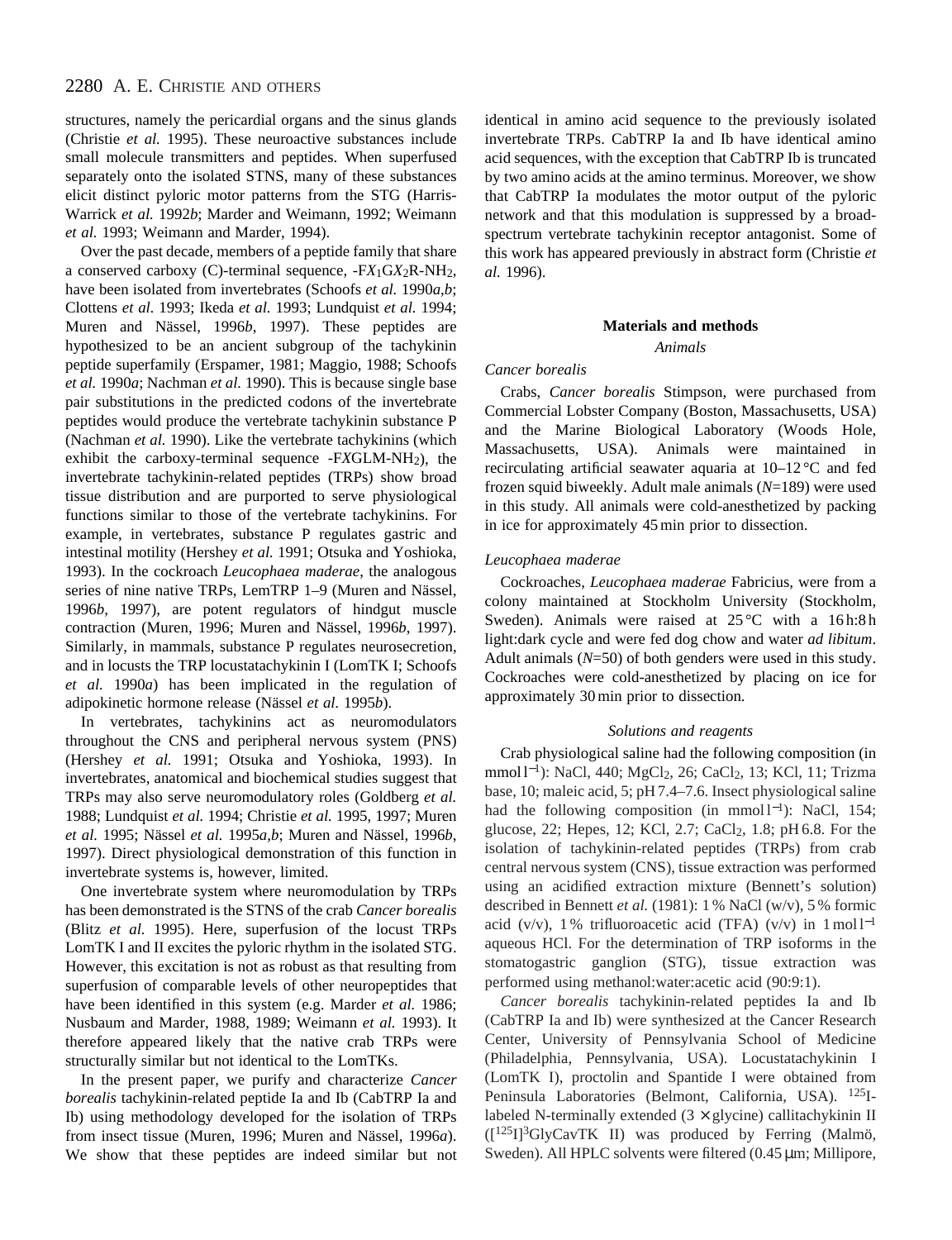structures, namely the pericardial organs and the sinus glands (Christie *et al.* 1995). These neuroactive substances include small molecule transmitters and peptides. When superfused separately onto the isolated STNS, many of these substances elicit distinct pyloric motor patterns from the STG (Harris-Warrick *et al.* 1992*b*; Marder and Weimann, 1992; Weimann *et al.* 1993; Weimann and Marder, 1994).

Over the past decade, members of a peptide family that share a conserved carboxy (C)-terminal sequence, -F$X_1$G$X_2$R-NH$_2$, have been isolated from invertebrates (Schoofs *et al.* 1990*a,b*; Clottens *et al.* 1993; Ikeda *et al.* 1993; Lundquist *et al.* 1994; Muren and Nässel, 1996*b*, 1997). These peptides are hypothesized to be an ancient subgroup of the tachykinin peptide superfamily (Erspamer, 1981; Maggio, 1988; Schoofs *et al.* 1990*a*; Nachman *et al.* 1990). This is because single base pair substitutions in the predicted codons of the invertebrate peptides would produce the vertebrate tachykinin substance P (Nachman *et al.* 1990). Like the vertebrate tachykinins (which exhibit the carboxy-terminal sequence -F*X*GLM-NH$_2$), the invertebrate tachykinin-related peptides (TRPs) show broad tissue distribution and are purported to serve physiological functions similar to those of the vertebrate tachykinins. For example, in vertebrates, substance P regulates gastric and intestinal motility (Hershey *et al.* 1991; Otsuka and Yoshioka, 1993). In the cockroach *Leucophaea maderae*, the analogous series of nine native TRPs, LemTRP 1–9 (Muren and Nässel, 1996*b*, 1997), are potent regulators of hindgut muscle contraction (Muren, 1996; Muren and Nässel, 1996*b*, 1997). Similarly, in mammals, substance P regulates neurosecretion, and in locusts the TRP locustatachykinin I (LomTK I; Schoofs *et al.* 1990*a*) has been implicated in the regulation of adipokinetic hormone release (Nässel *et al.* 1995*b*).

In vertebrates, tachykinins act as neuromodulators throughout the CNS and peripheral nervous system (PNS) (Hershey *et al.* 1991; Otsuka and Yoshioka, 1993). In invertebrates, anatomical and biochemical studies suggest that TRPs may also serve neuromodulatory roles (Goldberg *et al.* 1988; Lundquist *et al.* 1994; Christie *et al.* 1995, 1997; Muren *et al.* 1995; Nässel *et al.* 1995*a,b*; Muren and Nässel, 1996*b*, 1997). Direct physiological demonstration of this function in invertebrate systems is, however, limited.

One invertebrate system where neuromodulation by TRPs has been demonstrated is the STNS of the crab *Cancer borealis* (Blitz *et al.* 1995). Here, superfusion of the locust TRPs LomTK I and II excites the pyloric rhythm in the isolated STG. However, this excitation is not as robust as that resulting from superfusion of comparable levels of other neuropeptides that have been identified in this system (e.g. Marder *et al.* 1986; Nusbaum and Marder, 1988, 1989; Weimann *et al.* 1993). It therefore appeared likely that the native crab TRPs were structurally similar but not identical to the LomTKs.

In the present paper, we purify and characterize *Cancer borealis* tachykinin-related peptide Ia and Ib (CabTRP Ia and Ib) using methodology developed for the isolation of TRPs from insect tissue (Muren, 1996; Muren and Nässel, 1996*a*). We show that these peptides are indeed similar but not identical in amino acid sequence to the previously isolated invertebrate TRPs. CabTRP Ia and Ib have identical amino acid sequences, with the exception that CabTRP Ib is truncated by two amino acids at the amino terminus. Moreover, we show that CabTRP Ia modulates the motor output of the pyloric network and that this modulation is suppressed by a broad-spectrum vertebrate tachykinin receptor antagonist. Some of this work has appeared previously in abstract form (Christie *et al.* 1996).

## Materials and methods

### Animals

#### *Cancer borealis*

Crabs, *Cancer borealis* Stimpson, were purchased from Commercial Lobster Company (Boston, Massachusetts, USA) and the Marine Biological Laboratory (Woods Hole, Massachusetts, USA). Animals were maintained in recirculating artificial seawater aquaria at 10–12 °C and fed frozen squid biweekly. Adult male animals ($N$=189) were used in this study. All animals were cold-anesthetized by packing in ice for approximately 45 min prior to dissection.

#### *Leucophaea maderae*

Cockroaches, *Leucophaea maderae* Fabricius, were from a colony maintained at Stockholm University (Stockholm, Sweden). Animals were raised at 25 °C with a 16 h:8 h light:dark cycle and were fed dog chow and water *ad libitum*. Adult animals ($N$=50) of both genders were used in this study. Cockroaches were cold-anesthetized by placing on ice for approximately 30 min prior to dissection.

### Solutions and reagents

Crab physiological saline had the following composition (in mmol l$^{-1}$): NaCl, 440; MgCl$_2$, 26; CaCl$_2$, 13; KCl, 11; Trizma base, 10; maleic acid, 5; pH 7.4–7.6. Insect physiological saline had the following composition (in mmol l$^{-1}$): NaCl, 154; glucose, 22; Hepes, 12; KCl, 2.7; CaCl$_2$, 1.8; pH 6.8. For the isolation of tachykinin-related peptides (TRPs) from crab central nervous system (CNS), tissue extraction was performed using an acidified extraction mixture (Bennett's solution) described in Bennett *et al.* (1981): 1 % NaCl (w/v), 5 % formic acid (v/v), 1 % trifluoroacetic acid (TFA) (v/v) in 1 mol l$^{-1}$ aqueous HCl. For the determination of TRP isoforms in the stomatogastric ganglion (STG), tissue extraction was performed using methanol:water:acetic acid (90:9:1).

*Cancer borealis* tachykinin-related peptides Ia and Ib (CabTRP Ia and Ib) were synthesized at the Cancer Research Center, University of Pennsylvania School of Medicine (Philadelphia, Pennsylvania, USA). Locustatachykinin I (LomTK I), proctolin and Spantide I were obtained from Peninsula Laboratories (Belmont, California, USA). $^{125}$I-labeled N-terminally extended (3 × glycine) callitachykinin II ([$^{125}$I]$^3$GlyCavTK II) was produced by Ferring (Malmö, Sweden). All HPLC solvents were filtered (0.45 μm; Millipore,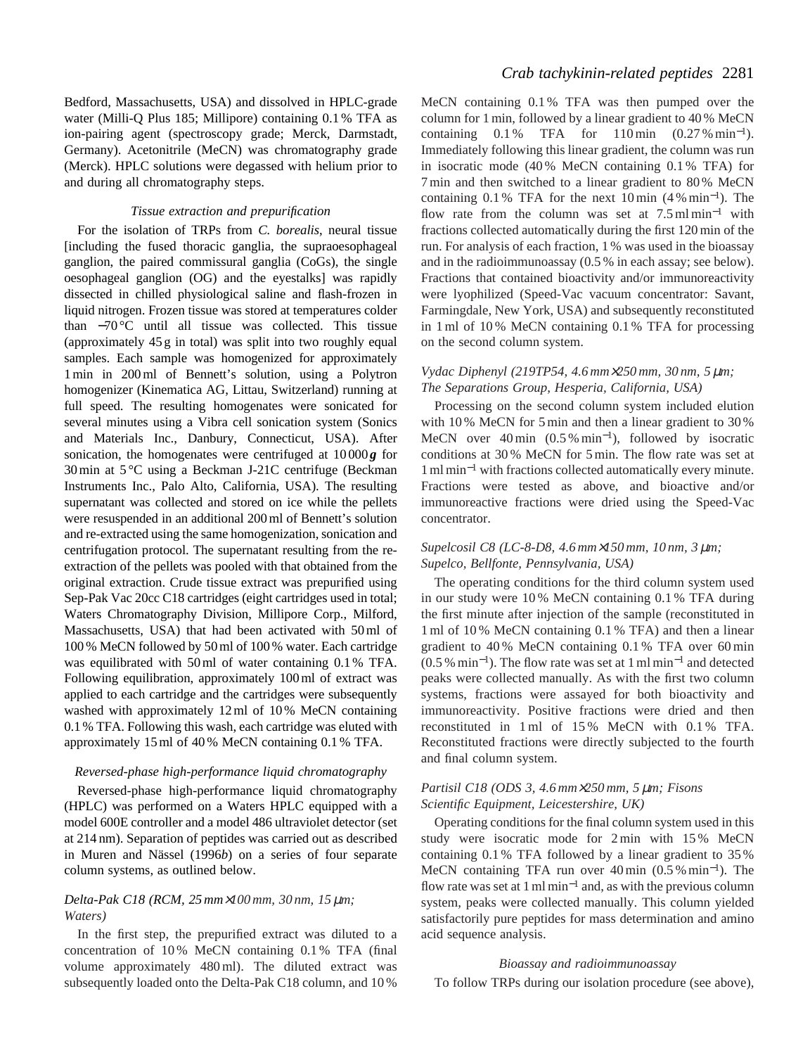Bedford, Massachusetts, USA) and dissolved in HPLC-grade water (Milli-Q Plus 185; Millipore) containing 0.1 % TFA as ion-pairing agent (spectroscopy grade; Merck, Darmstadt, Germany). Acetonitrile (MeCN) was chromatography grade (Merck). HPLC solutions were degassed with helium prior to and during all chromatography steps.

### *Tissue extraction and prepurification*

For the isolation of TRPs from *C. borealis*, neural tissue [including the fused thoracic ganglia, the supraoesophageal ganglion, the paired commissural ganglia (CoGs), the single oesophageal ganglion (OG) and the eyestalks] was rapidly dissected in chilled physiological saline and flash-frozen in liquid nitrogen. Frozen tissue was stored at temperatures colder than −70 °C until all tissue was collected. This tissue (approximately 45 g in total) was split into two roughly equal samples. Each sample was homogenized for approximately 1 min in 200 ml of Bennett's solution, using a Polytron homogenizer (Kinematica AG, Littau, Switzerland) running at full speed. The resulting homogenates were sonicated for several minutes using a Vibra cell sonication system (Sonics and Materials Inc., Danbury, Connecticut, USA). After sonication, the homogenates were centrifuged at 10 000 ***g*** for 30 min at 5 °C using a Beckman J-21C centrifuge (Beckman Instruments Inc., Palo Alto, California, USA). The resulting supernatant was collected and stored on ice while the pellets were resuspended in an additional 200 ml of Bennett's solution and re-extracted using the same homogenization, sonication and centrifugation protocol. The supernatant resulting from the re-extraction of the pellets was pooled with that obtained from the original extraction. Crude tissue extract was prepurified using Sep-Pak Vac 20cc C18 cartridges (eight cartridges used in total; Waters Chromatography Division, Millipore Corp., Milford, Massachusetts, USA) that had been activated with 50 ml of 100 % MeCN followed by 50 ml of 100 % water. Each cartridge was equilibrated with 50 ml of water containing 0.1 % TFA. Following equilibration, approximately 100 ml of extract was applied to each cartridge and the cartridges were subsequently washed with approximately 12 ml of 10 % MeCN containing 0.1 % TFA. Following this wash, each cartridge was eluted with approximately 15 ml of 40 % MeCN containing 0.1 % TFA.

### *Reversed-phase high-performance liquid chromatography*

Reversed-phase high-performance liquid chromatography (HPLC) was performed on a Waters HPLC equipped with a model 600E controller and a model 486 ultraviolet detector (set at 214 nm). Separation of peptides was carried out as described in Muren and Nässel (1996*b*) on a series of four separate column systems, as outlined below.

#### *Delta-Pak C18 (RCM, 25 mm×100 mm, 30 nm, 15 μm; Waters)*

In the first step, the prepurified extract was diluted to a concentration of 10 % MeCN containing 0.1 % TFA (final volume approximately 480 ml). The diluted extract was subsequently loaded onto the Delta-Pak C18 column, and 10 % MeCN containing 0.1 % TFA was then pumped over the column for 1 min, followed by a linear gradient to 40 % MeCN containing 0.1 % TFA for 110 min (0.27 % $\text{min}^{-1}$). Immediately following this linear gradient, the column was run in isocratic mode (40 % MeCN containing 0.1 % TFA) for 7 min and then switched to a linear gradient to 80 % MeCN containing 0.1 % TFA for the next 10 min (4 % $\text{min}^{-1}$). The flow rate from the column was set at 7.5 ml $\text{min}^{-1}$ with fractions collected automatically during the first 120 min of the run. For analysis of each fraction, 1 % was used in the bioassay and in the radioimmunoassay (0.5 % in each assay; see below). Fractions that contained bioactivity and/or immunoreactivity were lyophilized (Speed-Vac vacuum concentrator: Savant, Farmingdale, New York, USA) and subsequently reconstituted in 1 ml of 10 % MeCN containing 0.1 % TFA for processing on the second column system.

#### *Vydac Diphenyl (219TP54, 4.6 mm×250 mm, 30 nm, 5 μm; The Separations Group, Hesperia, California, USA)*

Processing on the second column system included elution with 10 % MeCN for 5 min and then a linear gradient to 30 % MeCN over 40 min (0.5 % $\text{min}^{-1}$), followed by isocratic conditions at 30 % MeCN for 5 min. The flow rate was set at 1 ml $\text{min}^{-1}$ with fractions collected automatically every minute. Fractions were tested as above, and bioactive and/or immunoreactive fractions were dried using the Speed-Vac concentrator.

#### *Supelcosil C8 (LC-8-D8, 4.6 mm×150 mm, 10 nm, 3 μm; Supelco, Bellfonte, Pennsylvania, USA)*

The operating conditions for the third column system used in our study were 10 % MeCN containing 0.1 % TFA during the first minute after injection of the sample (reconstituted in 1 ml of 10 % MeCN containing 0.1 % TFA) and then a linear gradient to 40 % MeCN containing 0.1 % TFA over 60 min (0.5 % $\text{min}^{-1}$). The flow rate was set at 1 ml $\text{min}^{-1}$ and detected peaks were collected manually. As with the first two column systems, fractions were assayed for both bioactivity and immunoreactivity. Positive fractions were dried and then reconstituted in 1 ml of 15 % MeCN with 0.1 % TFA. Reconstituted fractions were directly subjected to the fourth and final column system.

#### *Partisil C18 (ODS 3, 4.6 mm×250 mm, 5 μm; Fisons Scientific Equipment, Leicestershire, UK)*

Operating conditions for the final column system used in this study were isocratic mode for 2 min with 15 % MeCN containing 0.1 % TFA followed by a linear gradient to 35 % MeCN containing TFA run over 40 min (0.5 % $\text{min}^{-1}$). The flow rate was set at 1 ml $\text{min}^{-1}$ and, as with the previous column system, peaks were collected manually. This column yielded satisfactorily pure peptides for mass determination and amino acid sequence analysis.

### *Bioassay and radioimmunoassay*

To follow TRPs during our isolation procedure (see above),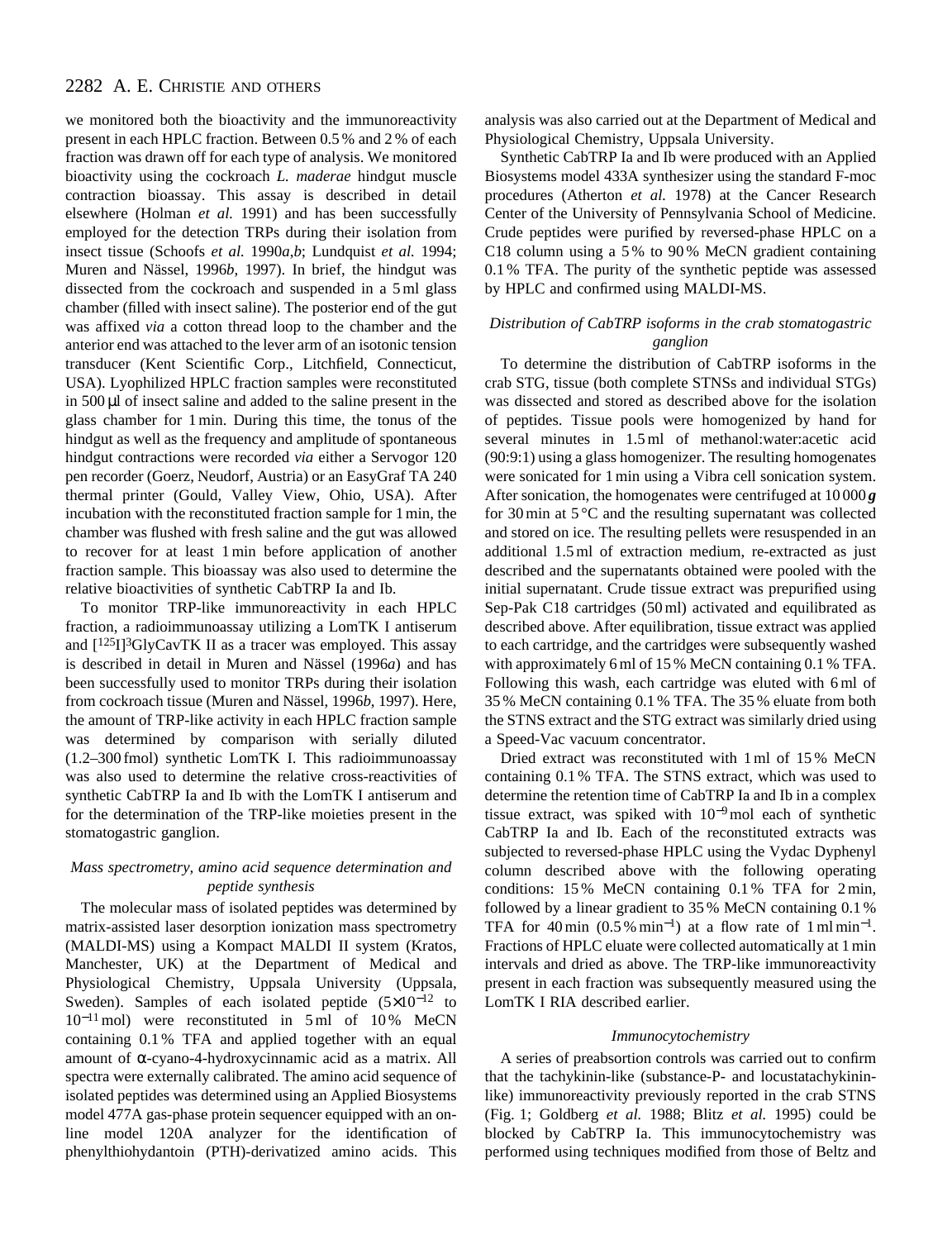we monitored both the bioactivity and the immunoreactivity present in each HPLC fraction. Between 0.5 % and 2 % of each fraction was drawn off for each type of analysis. We monitored bioactivity using the cockroach *L. maderae* hindgut muscle contraction bioassay. This assay is described in detail elsewhere (Holman *et al.* 1991) and has been successfully employed for the detection TRPs during their isolation from insect tissue (Schoofs *et al.* 1990*a*,*b*; Lundquist *et al.* 1994; Muren and Nässel, 1996*b*, 1997). In brief, the hindgut was dissected from the cockroach and suspended in a 5 ml glass chamber (filled with insect saline). The posterior end of the gut was affixed *via* a cotton thread loop to the chamber and the anterior end was attached to the lever arm of an isotonic tension transducer (Kent Scientific Corp., Litchfield, Connecticut, USA). Lyophilized HPLC fraction samples were reconstituted in 500 μl of insect saline and added to the saline present in the glass chamber for 1 min. During this time, the tonus of the hindgut as well as the frequency and amplitude of spontaneous hindgut contractions were recorded *via* either a Servogor 120 pen recorder (Goerz, Neudorf, Austria) or an EasyGraf TA 240 thermal printer (Gould, Valley View, Ohio, USA). After incubation with the reconstituted fraction sample for 1 min, the chamber was flushed with fresh saline and the gut was allowed to recover for at least 1 min before application of another fraction sample. This bioassay was also used to determine the relative bioactivities of synthetic CabTRP Ia and Ib.

To monitor TRP-like immunoreactivity in each HPLC fraction, a radioimmunoassay utilizing a LomTK I antiserum and [$^{125}$I]$^{3}$GlyCavTK II as a tracer was employed. This assay is described in detail in Muren and Nässel (1996*a*) and has been successfully used to monitor TRPs during their isolation from cockroach tissue (Muren and Nässel, 1996*b*, 1997). Here, the amount of TRP-like activity in each HPLC fraction sample was determined by comparison with serially diluted (1.2–300 fmol) synthetic LomTK I. This radioimmunoassay was also used to determine the relative cross-reactivities of synthetic CabTRP Ia and Ib with the LomTK I antiserum and for the determination of the TRP-like moieties present in the stomatogastric ganglion.

### *Mass spectrometry, amino acid sequence determination and peptide synthesis*

The molecular mass of isolated peptides was determined by matrix-assisted laser desorption ionization mass spectrometry (MALDI-MS) using a Kompact MALDI II system (Kratos, Manchester, UK) at the Department of Medical and Physiological Chemistry, Uppsala University (Uppsala, Sweden). Samples of each isolated peptide ($5\times10^{-12}$ to $10^{-11}$ mol) were reconstituted in 5 ml of 10 % MeCN containing 0.1 % TFA and applied together with an equal amount of α-cyano-4-hydroxycinnamic acid as a matrix. All spectra were externally calibrated. The amino acid sequence of isolated peptides was determined using an Applied Biosystems model 477A gas-phase protein sequencer equipped with an on-line model 120A analyzer for the identification of phenylthiohydantoin (PTH)-derivatized amino acids. This analysis was also carried out at the Department of Medical and Physiological Chemistry, Uppsala University.

Synthetic CabTRP Ia and Ib were produced with an Applied Biosystems model 433A synthesizer using the standard F-moc procedures (Atherton *et al.* 1978) at the Cancer Research Center of the University of Pennsylvania School of Medicine. Crude peptides were purified by reversed-phase HPLC on a C18 column using a 5 % to 90 % MeCN gradient containing 0.1 % TFA. The purity of the synthetic peptide was assessed by HPLC and confirmed using MALDI-MS.

### *Distribution of CabTRP isoforms in the crab stomatogastric ganglion*

To determine the distribution of CabTRP isoforms in the crab STG, tissue (both complete STNSs and individual STGs) was dissected and stored as described above for the isolation of peptides. Tissue pools were homogenized by hand for several minutes in 1.5 ml of methanol:water:acetic acid (90:9:1) using a glass homogenizer. The resulting homogenates were sonicated for 1 min using a Vibra cell sonication system. After sonication, the homogenates were centrifuged at 10 000 ***g*** for 30 min at 5 °C and the resulting supernatant was collected and stored on ice. The resulting pellets were resuspended in an additional 1.5 ml of extraction medium, re-extracted as just described and the supernatants obtained were pooled with the initial supernatant. Crude tissue extract was prepurified using Sep-Pak C18 cartridges (50 ml) activated and equilibrated as described above. After equilibration, tissue extract was applied to each cartridge, and the cartridges were subsequently washed with approximately 6 ml of 15 % MeCN containing 0.1 % TFA. Following this wash, each cartridge was eluted with 6 ml of 35 % MeCN containing 0.1 % TFA. The 35 % eluate from both the STNS extract and the STG extract was similarly dried using a Speed-Vac vacuum concentrator.

Dried extract was reconstituted with 1 ml of 15 % MeCN containing 0.1 % TFA. The STNS extract, which was used to determine the retention time of CabTRP Ia and Ib in a complex tissue extract, was spiked with $10^{-9}$ mol each of synthetic CabTRP Ia and Ib. Each of the reconstituted extracts was subjected to reversed-phase HPLC using the Vydac Dyphenyl column described above with the following operating conditions: 15 % MeCN containing 0.1 % TFA for 2 min, followed by a linear gradient to 35 % MeCN containing 0.1 % TFA for 40 min (0.5 % min$^{-1}$) at a flow rate of 1 ml min$^{-1}$. Fractions of HPLC eluate were collected automatically at 1 min intervals and dried as above. The TRP-like immunoreactivity present in each fraction was subsequently measured using the LomTK I RIA described earlier.

### *Immunocytochemistry*

A series of preabsortion controls was carried out to confirm that the tachykinin-like (substance-P- and locustatachykinin-like) immunoreactivity previously reported in the crab STNS (Fig. 1; Goldberg *et al.* 1988; Blitz *et al.* 1995) could be blocked by CabTRP Ia. This immunocytochemistry was performed using techniques modified from those of Beltz and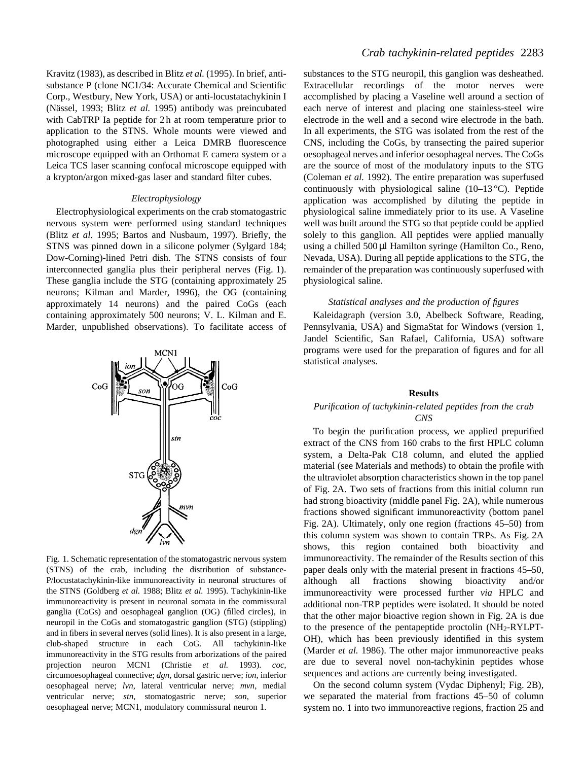Kravitz (1983), as described in Blitz *et al.* (1995). In brief, anti-substance P (clone NC1/34: Accurate Chemical and Scientific Corp., Westbury, New York, USA) or anti-locustatachykinin I (Nässel, 1993; Blitz *et al.* 1995) antibody was preincubated with CabTRP Ia peptide for 2 h at room temperature prior to application to the STNS. Whole mounts were viewed and photographed using either a Leica DMRB fluorescence microscope equipped with an Orthomat E camera system or a Leica TCS laser scanning confocal microscope equipped with a krypton/argon mixed-gas laser and standard filter cubes.

### *Electrophysiology*

Electrophysiological experiments on the crab stomatogastric nervous system were performed using standard techniques (Blitz *et al.* 1995; Bartos and Nusbaum, 1997). Briefly, the STNS was pinned down in a silicone polymer (Sylgard 184; Dow-Corning)-lined Petri dish. The STNS consists of four interconnected ganglia plus their peripheral nerves (Fig. 1). These ganglia include the STG (containing approximately 25 neurons; Kilman and Marder, 1996), the OG (containing approximately 14 neurons) and the paired CoGs (each containing approximately 500 neurons; V. L. Kilman and E. Marder, unpublished observations). To facilitate access of substances to the STG neuropil, this ganglion was desheathed. Extracellular recordings of the motor nerves were accomplished by placing a Vaseline well around a section of each nerve of interest and placing one stainless-steel wire electrode in the well and a second wire electrode in the bath. In all experiments, the STG was isolated from the rest of the CNS, including the CoGs, by transecting the paired superior oesophageal nerves and inferior oesophageal nerves. The CoGs are the source of most of the modulatory inputs to the STG (Coleman *et al.* 1992). The entire preparation was superfused continuously with physiological saline (10–13 °C). Peptide application was accomplished by diluting the peptide in physiological saline immediately prior to its use. A Vaseline well was built around the STG so that peptide could be applied solely to this ganglion. All peptides were applied manually using a chilled 500 μl Hamilton syringe (Hamilton Co., Reno, Nevada, USA). During all peptide applications to the STG, the remainder of the preparation was continuously superfused with physiological saline.

Fig. 1. Schematic representation of the stomatogastric nervous system (STNS) of the crab, including the distribution of substance-P/locustatachykinin-like immunoreactivity in neuronal structures of the STNS (Goldberg *et al.* 1988; Blitz *et al.* 1995). Tachykinin-like immunoreactivity is present in neuronal somata in the commissural ganglia (CoGs) and oesophageal ganglion (OG) (filled circles), in neuropil in the CoGs and stomatogastric ganglion (STG) (stippling) and in fibers in several nerves (solid lines). It is also present in a large, club-shaped structure in each CoG. All tachykinin-like immunoreactivity in the STG results from arborizations of the paired projection neuron MCN1 (Christie *et al.* 1993). *coc*, circumoesophageal connective; *dgn*, dorsal gastric nerve; *ion*, inferior oesophageal nerve; *lvn*, lateral ventricular nerve; *mvn*, medial ventricular nerve; *stn*, stomatogastric nerve; *son*, superior oesophageal nerve; MCN1, modulatory commissural neuron 1.

### *Statistical analyses and the production of figures*

Kaleidagraph (version 3.0, Abelbeck Software, Reading, Pennsylvania, USA) and SigmaStat for Windows (version 1, Jandel Scientific, San Rafael, California, USA) software programs were used for the preparation of figures and for all statistical analyses.

## Results

### *Purification of tachykinin-related peptides from the crab CNS*

To begin the purification process, we applied prepurified extract of the CNS from 160 crabs to the first HPLC column system, a Delta-Pak C18 column, and eluted the applied material (see Materials and methods) to obtain the profile with the ultraviolet absorption characteristics shown in the top panel of Fig. 2A. Two sets of fractions from this initial column run had strong bioactivity (middle panel Fig. 2A), while numerous fractions showed significant immunoreactivity (bottom panel Fig. 2A). Ultimately, only one region (fractions 45–50) from this column system was shown to contain TRPs. As Fig. 2A shows, this region contained both bioactivity and immunoreactivity. The remainder of the Results section of this paper deals only with the material present in fractions 45–50, although all fractions showing bioactivity and/or immunoreactivity were processed further *via* HPLC and additional non-TRP peptides were isolated. It should be noted that the other major bioactive region shown in Fig. 2A is due to the presence of the pentapeptide proctolin ($NH_2$-RYLPT-OH), which has been previously identified in this system (Marder *et al.* 1986). The other major immunoreactive peaks are due to several novel non-tachykinin peptides whose sequences and actions are currently being investigated.

On the second column system (Vydac Diphenyl; Fig. 2B), we separated the material from fractions 45–50 of column system no. 1 into two immunoreactive regions, fraction 25 and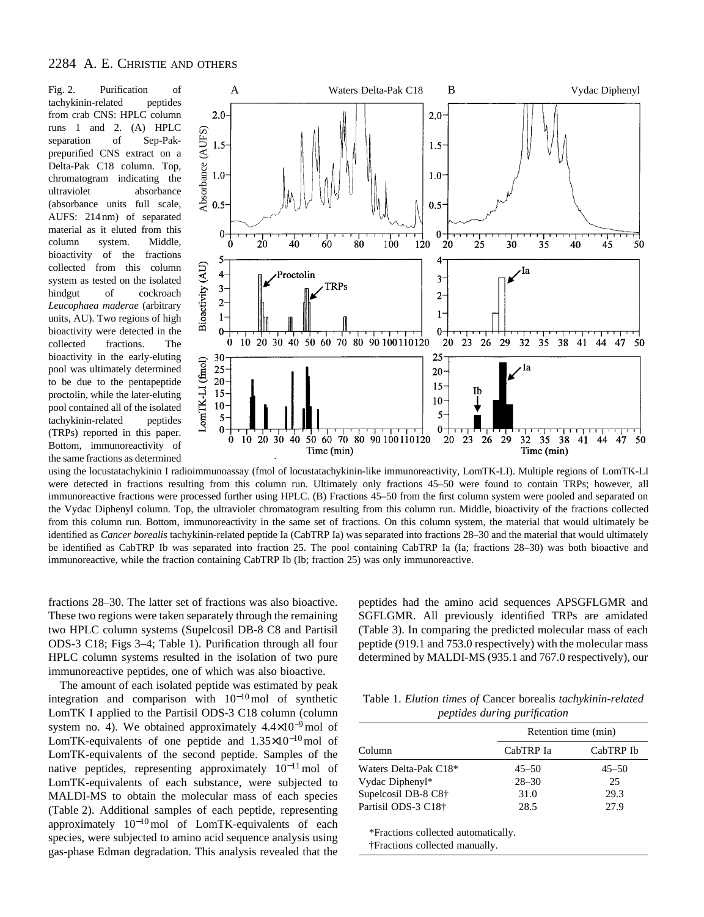Fig. 2. Purification of tachykinin-related peptides from crab CNS: HPLC column runs 1 and 2. (A) HPLC separation of Sep-Pak-prepurified CNS extract on a Delta-Pak C18 column. Top, chromatogram indicating the ultraviolet absorbance (absorbance units full scale, AUFS: 214 nm) of separated material as it eluted from this column system. Middle, bioactivity of the fractions collected from this column system as tested on the isolated hindgut of cockroach *Leucophaea maderae* (arbitrary units, AU). Two regions of high bioactivity were detected in the collected fractions. The bioactivity in the early-eluting pool was ultimately determined to be due to the pentapeptide proctolin, while the later-eluting pool contained all of the isolated tachykinin-related peptides (TRPs) reported in this paper. Bottom, immunoreactivity of the same fractions as determined using the locustatachykinin I radioimmunoassay (fmol of locustatachykinin-like immunoreactivity, LomTK-LI). Multiple regions of LomTK-LI were detected in fractions resulting from this column run. Ultimately only fractions 45–50 were found to contain TRPs; however, all immunoreactive fractions were processed further using HPLC. (B) Fractions 45–50 from the first column system were pooled and separated on the Vydac Diphenyl column. Top, the ultraviolet chromatogram resulting from this column run. Middle, bioactivity of the fractions collected from this column run. Bottom, immunoreactivity in the same set of fractions. On this column system, the material that would ultimately be identified as *Cancer borealis* tachykinin-related peptide Ia (CabTRP Ia) was separated into fractions 28–30 and the material that would ultimately be identified as CabTRP Ib was separated into fraction 25. The pool containing CabTRP Ia (Ia; fractions 28–30) was both bioactive and immunoreactive, while the fraction containing CabTRP Ib (Ib; fraction 25) was only immunoreactive.

fractions 28–30. The latter set of fractions was also bioactive. These two regions were taken separately through the remaining two HPLC column systems (Supelcosil DB-8 C8 and Partisil ODS-3 C18; Figs 3–4; Table 1). Purification through all four HPLC column systems resulted in the isolation of two pure immunoreactive peptides, one of which was also bioactive.

The amount of each isolated peptide was estimated by peak integration and comparison with $10^{-10}$ mol of synthetic LomTK I applied to the Partisil ODS-3 C18 column (column system no. 4). We obtained approximately $4.4\times10^{-9}$ mol of LomTK-equivalents of one peptide and $1.35\times10^{-10}$ mol of LomTK-equivalents of the second peptide. Samples of the native peptides, representing approximately $10^{-11}$ mol of LomTK-equivalents of each substance, were subjected to MALDI-MS to obtain the molecular mass of each species (Table 2). Additional samples of each peptide, representing approximately $10^{-10}$ mol of LomTK-equivalents of each species, were subjected to amino acid sequence analysis using gas-phase Edman degradation. This analysis revealed that the peptides had the amino acid sequences APSGFLGMR and SGFLGMR. All previously identified TRPs are amidated (Table 3). In comparing the predicted molecular mass of each peptide (919.1 and 753.0 respectively) with the molecular mass determined by MALDI-MS (935.1 and 767.0 respectively), our

Table 1. *Elution times of* Cancer borealis *tachykinin-related peptides during purification*

| Column | Retention time (min) | |
|---|---|---|
| | CabTRP Ia | CabTRP Ib |
| Waters Delta-Pak C18* | 45–50 | 45–50 |
| Vydac Diphenyl* | 28–30 | 25 |
| Supelcosil DB-8 C8† | 31.0 | 29.3 |
| Partisil ODS-3 C18† | 28.5 | 27.9 |

*Fractions collected automatically.
†Fractions collected manually.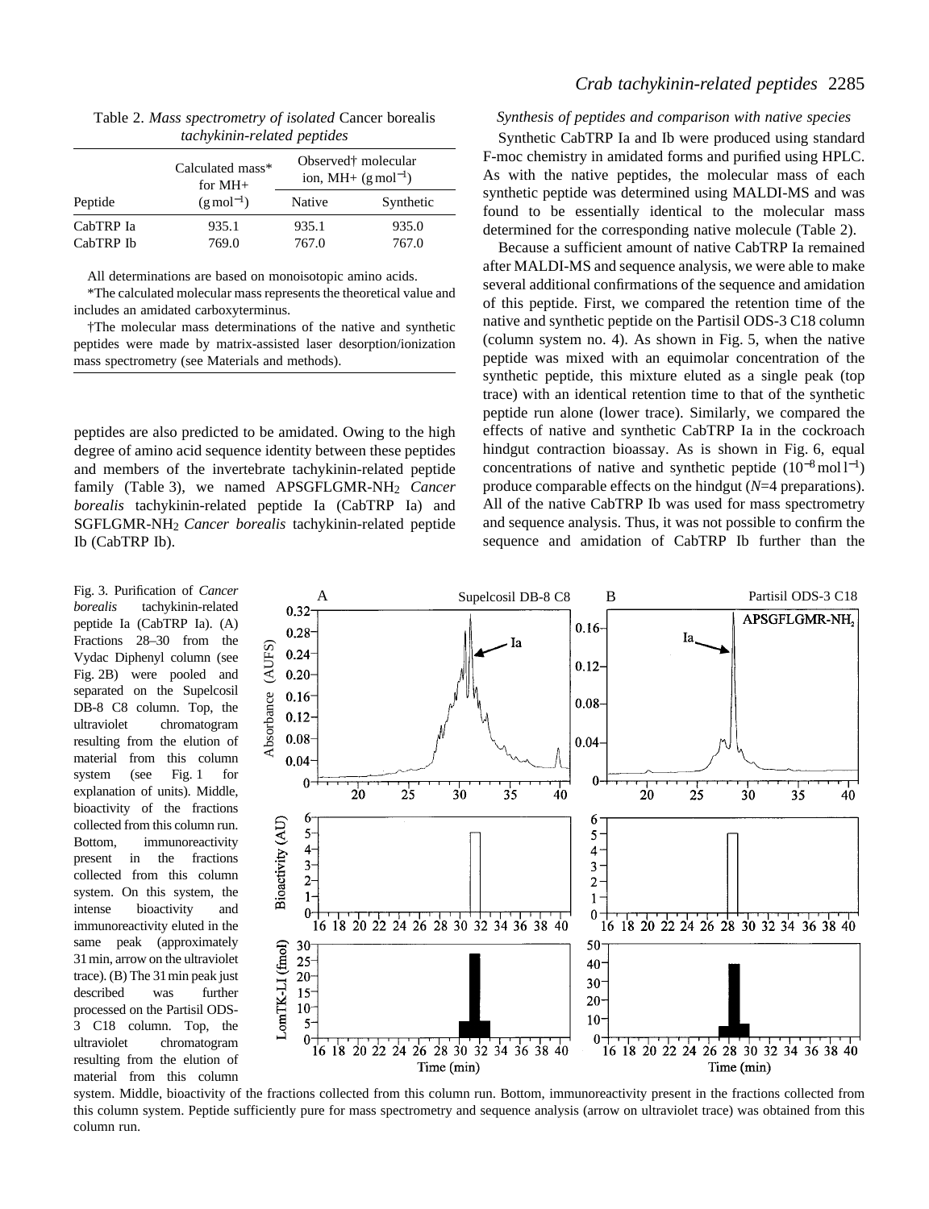Table 2. *Mass spectrometry of isolated* Cancer borealis *tachykinin-related peptides*

| Peptide | Calculated mass* for MH+ ($g\,mol^{-1}$) | Observed† molecular ion, MH+ ($g\,mol^{-1}$) | |
|---|---|---|---|
| | | Native | Synthetic |
| CabTRP Ia | 935.1 | 935.1 | 935.0 |
| CabTRP Ib | 769.0 | 767.0 | 767.0 |

All determinations are based on monoisotopic amino acids.

*The calculated molecular mass represents the theoretical value and includes an amidated carboxyterminus.

†The molecular mass determinations of the native and synthetic peptides were made by matrix-assisted laser desorption/ionization mass spectrometry (see Materials and methods).

peptides are also predicted to be amidated. Owing to the high degree of amino acid sequence identity between these peptides and members of the invertebrate tachykinin-related peptide family (Table 3), we named APSGFLGMR-$NH_2$ *Cancer borealis* tachykinin-related peptide Ia (CabTRP Ia) and SGFLGMR-$NH_2$ *Cancer borealis* tachykinin-related peptide Ib (CabTRP Ib).

### *Synthesis of peptides and comparison with native species*

Synthetic CabTRP Ia and Ib were produced using standard F-moc chemistry in amidated forms and purified using HPLC. As with the native peptides, the molecular mass of each synthetic peptide was determined using MALDI-MS and was found to be essentially identical to the molecular mass determined for the corresponding native molecule (Table 2).

Because a sufficient amount of native CabTRP Ia remained after MALDI-MS and sequence analysis, we were able to make several additional confirmations of the sequence and amidation of this peptide. First, we compared the retention time of the native and synthetic peptide on the Partisil ODS-3 C18 column (column system no. 4). As shown in Fig. 5, when the native peptide was mixed with an equimolar concentration of the synthetic peptide, this mixture eluted as a single peak (top trace) with an identical retention time to that of the synthetic peptide run alone (lower trace). Similarly, we compared the effects of native and synthetic CabTRP Ia in the cockroach hindgut contraction bioassay. As is shown in Fig. 6, equal concentrations of native and synthetic peptide ($10^{-8}\,mol\,l^{-1}$) produce comparable effects on the hindgut ($N$=4 preparations). All of the native CabTRP Ib was used for mass spectrometry and sequence analysis. Thus, it was not possible to confirm the sequence and amidation of CabTRP Ib further than the

Fig. 3. Purification of *Cancer borealis* tachykinin-related peptide Ia (CabTRP Ia). (A) Fractions 28–30 from the Vydac Diphenyl column (see Fig. 2B) were pooled and separated on the Supelcosil DB-8 C8 column. Top, the ultraviolet chromatogram resulting from the elution of material from this column system (see Fig. 1 for explanation of units). Middle, bioactivity of the fractions collected from this column run. Bottom, immunoreactivity present in the fractions collected from this column system. On this system, the intense bioactivity and immunoreactivity eluted in the same peak (approximately 31 min, arrow on the ultraviolet trace). (B) The 31 min peak just described was further processed on the Partisil ODS-3 C18 column. Top, the ultraviolet chromatogram resulting from the elution of material from this column system. Middle, bioactivity of the fractions collected from this column run. Bottom, immunoreactivity present in the fractions collected from this column system. Peptide sufficiently pure for mass spectrometry and sequence analysis (arrow on ultraviolet trace) was obtained from this column run.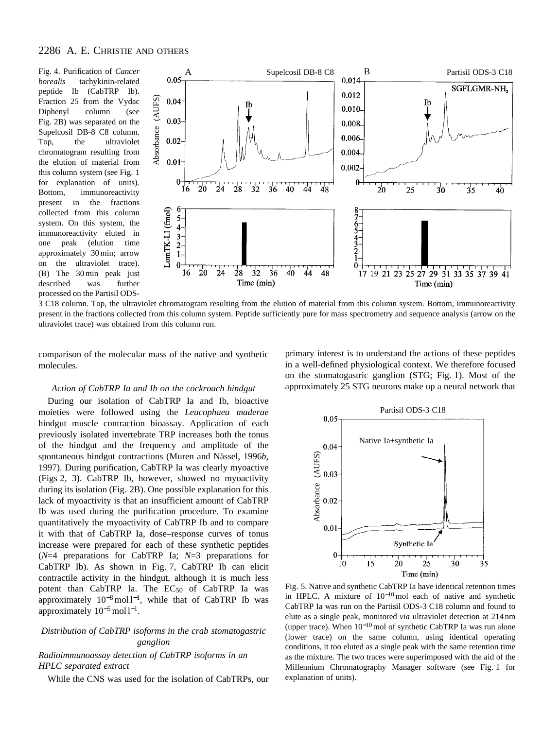Fig. 4. Purification of *Cancer borealis* tachykinin-related peptide Ib (CabTRP Ib). Fraction 25 from the Vydac Diphenyl column (see Fig. 2B) was separated on the Supelcosil DB-8 C8 column. Top, the ultraviolet chromatogram resulting from the elution of material from this column system (see Fig. 1 for explanation of units). Bottom, immunoreactivity present in the fractions collected from this column system. On this system, the immunoreactivity eluted in one peak (elution time approximately 30 min; arrow on the ultraviolet trace). (B) The 30 min peak just described was further processed on the Partisil ODS-3 C18 column. Top, the ultraviolet chromatogram resulting from the elution of material from this column system. Bottom, immunoreactivity present in the fractions collected from this column system. Peptide sufficiently pure for mass spectrometry and sequence analysis (arrow on the ultraviolet trace) was obtained from this column run.

comparison of the molecular mass of the native and synthetic molecules.

### *Action of CabTRP Ia and Ib on the cockroach hindgut*

During our isolation of CabTRP Ia and Ib, bioactive moieties were followed using the *Leucophaea maderae* hindgut muscle contraction bioassay. Application of each previously isolated invertebrate TRP increases both the tonus of the hindgut and the frequency and amplitude of the spontaneous hindgut contractions (Muren and Nässel, 1996*b*, 1997). During purification, CabTRP Ia was clearly myoactive (Figs 2, 3). CabTRP Ib, however, showed no myoactivity during its isolation (Fig. 2B). One possible explanation for this lack of myoactivity is that an insufficient amount of CabTRP Ib was used during the purification procedure. To examine quantitatively the myoactivity of CabTRP Ib and to compare it with that of CabTRP Ia, dose–response curves of tonus increase were prepared for each of these synthetic peptides ($N$=4 preparations for CabTRP Ia; $N$=3 preparations for CabTRP Ib). As shown in Fig. 7, CabTRP Ib can elicit contractile activity in the hindgut, although it is much less potent than CabTRP Ia. The $EC_{50}$ of CabTRP Ia was approximately $10^{-8}$ mol l$^{-1}$, while that of CabTRP Ib was approximately $10^{-5}$ mol l$^{-1}$.

## *Distribution of CabTRP isoforms in the crab stomatogastric ganglion*

### *Radioimmunoassay detection of CabTRP isoforms in an HPLC separated extract*

While the CNS was used for the isolation of CabTRPs, our primary interest is to understand the actions of these peptides in a well-defined physiological context. We therefore focused on the stomatogastric ganglion (STG; Fig. 1). Most of the approximately 25 STG neurons make up a neural network that

Fig. 5. Native and synthetic CabTRP Ia have identical retention times in HPLC. A mixture of $10^{-10}$ mol each of native and synthetic CabTRP Ia was run on the Partisil ODS-3 C18 column and found to elute as a single peak, monitored *via* ultraviolet detection at 214 nm (upper trace). When $10^{-10}$ mol of synthetic CabTRP Ia was run alone (lower trace) on the same column, using identical operating conditions, it too eluted as a single peak with the same retention time as the mixture. The two traces were superimposed with the aid of the Millennium Chromatography Manager software (see Fig. 1 for explanation of units).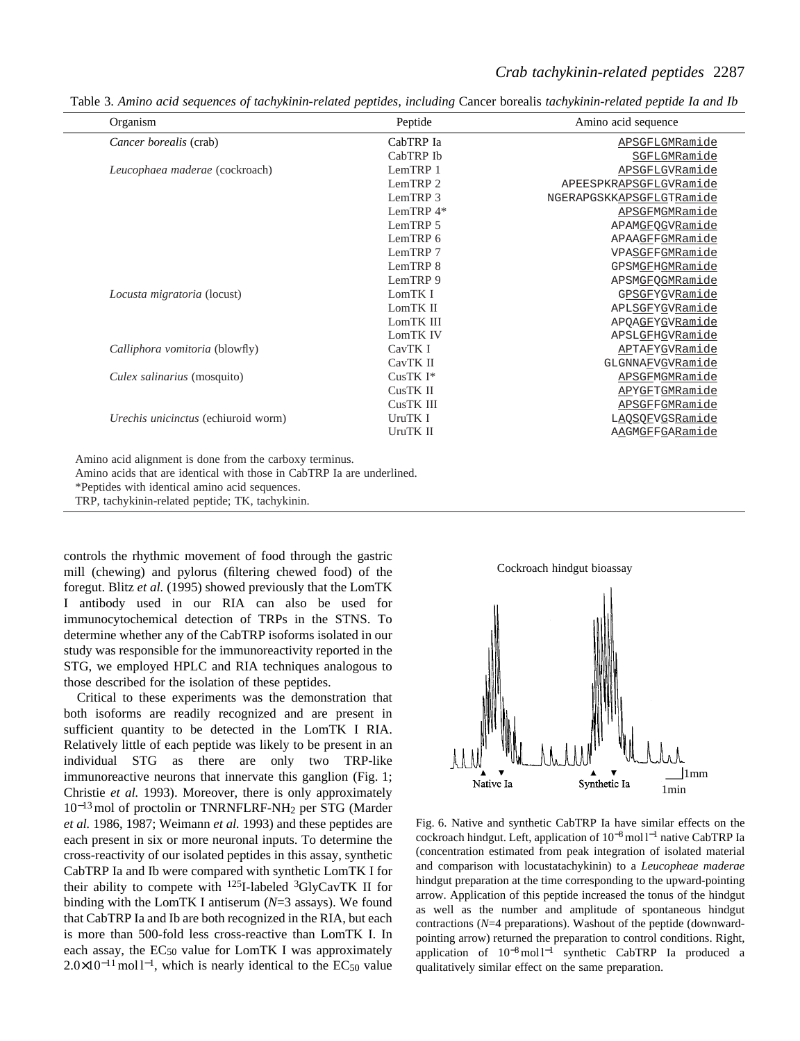Table 3. *Amino acid sequences of tachykinin-related peptides, including* Cancer borealis *tachykinin-related peptide Ia and Ib*

| Organism | Peptide | Amino acid sequence |
|---|---|---|
| *Cancer borealis* (crab) | CabTRP Ia | APSGFLGMRamide |
| | CabTRP Ib | SGFLGMRamide |
| *Leucophaea maderae* (cockroach) | LemTRP 1 | APSGFLGVRamide |
| | LemTRP 2 | APEESPKRAPSGFLGVRamide |
| | LemTRP 3 | NGERAPGSKKAPSGFLGTRamide |
| | LemTRP 4* | APSGFMGMRamide |
| | LemTRP 5 | APAMGFQGVRamide |
| | LemTRP 6 | APAAGFFGMRamide |
| | LemTRP 7 | VPASGFFGMRamide |
| | LemTRP 8 | GPSMGFHGMRamide |
| | LemTRP 9 | APSMGFQGMRamide |
| *Locusta migratoria* (locust) | LomTK I | GPSGFYGVRamide |
| | LomTK II | APLSGFYGVRamide |
| | LomTK III | APQAGFYGVRamide |
| | LomTK IV | APSLGFHGVRamide |
| *Calliphora vomitoria* (blowfly) | CavTK I | APTAFYGVRamide |
| | CavTK II | GLGNNAFVGVRamide |
| *Culex salinarius* (mosquito) | CusTK I* | APSGFMGMRamide |
| | CusTK II | APYGFTGMRamide |
| | CusTK III | APSGFFGMRamide |
| *Urechis unicinctus* (echiuroid worm) | UruTK I | LAQSQFVGSRamide |
| | UruTK II | AAGMGFFGARamide |

Amino acid alignment is done from the carboxy terminus.
Amino acids that are identical with those in CabTRP Ia are underlined.
*Peptides with identical amino acid sequences.
TRP, tachykinin-related peptide; TK, tachykinin.

controls the rhythmic movement of food through the gastric mill (chewing) and pylorus (filtering chewed food) of the foregut. Blitz *et al.* (1995) showed previously that the LomTK I antibody used in our RIA can also be used for immunocytochemical detection of TRPs in the STNS. To determine whether any of the CabTRP isoforms isolated in our study was responsible for the immunoreactivity reported in the STG, we employed HPLC and RIA techniques analogous to those described for the isolation of these peptides.

Critical to these experiments was the demonstration that both isoforms are readily recognized and are present in sufficient quantity to be detected in the LomTK I RIA. Relatively little of each peptide was likely to be present in an individual STG as there are only two TRP-like immunoreactive neurons that innervate this ganglion (Fig. 1; Christie *et al.* 1993). Moreover, there is only approximately $10^{-13}$ mol of proctolin or TNRNFLRF-$NH_2$ per STG (Marder *et al.* 1986, 1987; Weimann *et al.* 1993) and these peptides are each present in six or more neuronal inputs. To determine the cross-reactivity of our isolated peptides in this assay, synthetic CabTRP Ia and Ib were compared with synthetic LomTK I for their ability to compete with $^{125}$I-labeled $^{3}$GlyCavTK II for binding with the LomTK I antiserum ($N$=3 assays). We found that CabTRP Ia and Ib are both recognized in the RIA, but each is more than 500-fold less cross-reactive than LomTK I. In each assay, the $EC_{50}$ value for LomTK I was approximately $2.0\times10^{-11}$ mol l$^{-1}$, which is nearly identical to the $EC_{50}$ value

Fig. 6. Native and synthetic CabTRP Ia have similar effects on the cockroach hindgut. Left, application of $10^{-8}$ mol l$^{-1}$ native CabTRP Ia (concentration estimated from peak integration of isolated material and comparison with locustatachykinin) to a *Leucopheae maderae* hindgut preparation at the time corresponding to the upward-pointing arrow. Application of this peptide increased the tonus of the hindgut as well as the number and amplitude of spontaneous hindgut contractions ($N$=4 preparations). Washout of the peptide (downward-pointing arrow) returned the preparation to control conditions. Right, application of $10^{-8}$ mol l$^{-1}$ synthetic CabTRP Ia produced a qualitatively similar effect on the same preparation.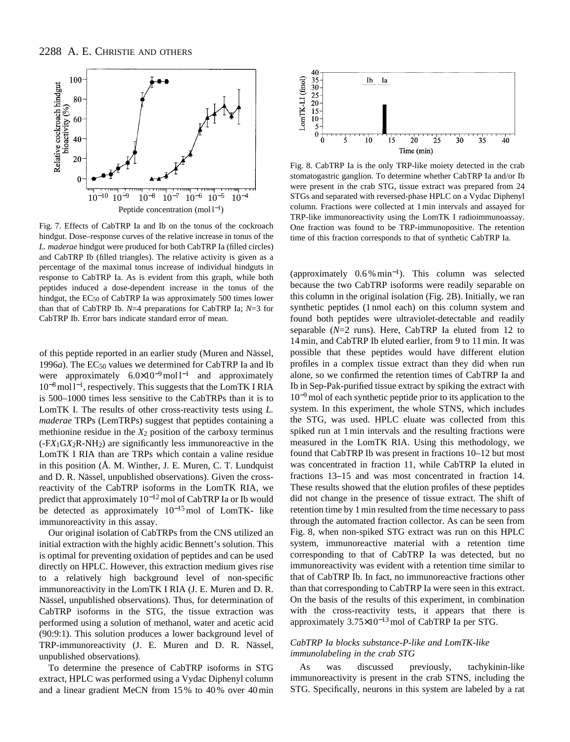Fig. 7. Effects of CabTRP Ia and Ib on the tonus of the cockroach hindgut. Dose–response curves of the relative increase in tonus of the *L. maderae* hindgut were produced for both CabTRP Ia (filled circles) and CabTRP Ib (filled triangles). The relative activity is given as a percentage of the maximal tonus increase of individual hindguts in response to CabTRP Ia. As is evident from this graph, while both peptides induced a dose-dependent increase in the tonus of the hindgut, the $EC_{50}$ of CabTRP Ia was approximately 500 times lower than that of CabTRP Ib. $N$=4 preparations for CabTRP Ia; $N$=3 for CabTRP Ib. Error bars indicate standard error of mean.

Fig. 8. CabTRP Ia is the only TRP-like moiety detected in the crab stomatogastric ganglion. To determine whether CabTRP Ia and/or Ib were present in the crab STG, tissue extract was prepared from 24 STGs and separated with reversed-phase HPLC on a Vydac Diphenyl column. Fractions were collected at 1 min intervals and assayed for TRP-like immunoreactivity using the LomTK I radioimmunoassay. One fraction was found to be TRP-immunopositive. The retention time of this fraction corresponds to that of synthetic CabTRP Ia.

of this peptide reported in an earlier study (Muren and Nässel, 1996*a*). The $EC_{50}$ values we determined for CabTRP Ia and Ib were approximately $6.0\times10^{-9}$ mol l$^{-1}$ and approximately $10^{-8}$ mol l$^{-1}$, respectively. This suggests that the LomTK I RIA is 500–1000 times less sensitive to the CabTRPs than it is to LomTK I. The results of other cross-reactivity tests using *L. maderae* TRPs (LemTRPs) suggest that peptides containing a methionine residue in the $X_2$ position of the carboxy terminus (-F$X_1$G$X_2$R-NH$_2$) are significantly less immunoreactive in the LomTK I RIA than are TRPs which contain a valine residue in this position (Å. M. Winther, J. E. Muren, C. T. Lundquist and D. R. Nässel, unpublished observations). Given the cross-reactivity of the CabTRP isoforms in the LomTK RIA, we predict that approximately $10^{-12}$ mol of CabTRP Ia or Ib would be detected as approximately $10^{-15}$ mol of LomTK- like immunoreactivity in this assay.

Our original isolation of CabTRPs from the CNS utilized an initial extraction with the highly acidic Bennett's solution. This is optimal for preventing oxidation of peptides and can be used directly on HPLC. However, this extraction medium gives rise to a relatively high background level of non-specific immunoreactivity in the LomTK I RIA (J. E. Muren and D. R. Nässel, unpublished observations). Thus, for determination of CabTRP isoforms in the STG, the tissue extraction was performed using a solution of methanol, water and acetic acid (90:9:1). This solution produces a lower background level of TRP-immunoreactivity (J. E. Muren and D. R. Nässel, unpublished observations).

To determine the presence of CabTRP isoforms in STG extract, HPLC was performed using a Vydac Diphenyl column and a linear gradient MeCN from 15 % to 40 % over 40 min (approximately 0.6 % min$^{-1}$). This column was selected because the two CabTRP isoforms were readily separable on this column in the original isolation (Fig. 2B). Initially, we ran synthetic peptides (1 nmol each) on this column system and found both peptides were ultraviolet-detectable and readily separable ($N$=2 runs). Here, CabTRP Ia eluted from 12 to 14 min, and CabTRP Ib eluted earlier, from 9 to 11 min. It was possible that these peptides would have different elution profiles in a complex tissue extract than they did when run alone, so we confirmed the retention times of CabTRP Ia and Ib in Sep-Pak-purified tissue extract by spiking the extract with $10^{-9}$ mol of each synthetic peptide prior to its application to the system. In this experiment, the whole STNS, which includes the STG, was used. HPLC eluate was collected from this spiked run at 1 min intervals and the resulting fractions were measured in the LomTK RIA. Using this methodology, we found that CabTRP Ib was present in fractions 10–12 but most was concentrated in fraction 11, while CabTRP Ia eluted in fractions 13–15 and was most concentrated in fraction 14. These results showed that the elution profiles of these peptides did not change in the presence of tissue extract. The shift of retention time by 1 min resulted from the time necessary to pass through the automated fraction collector. As can be seen from Fig. 8, when non-spiked STG extract was run on this HPLC system, immunoreactive material with a retention time corresponding to that of CabTRP Ia was detected, but no immunoreactivity was evident with a retention time similar to that of CabTRP Ib. In fact, no immunoreactive fractions other than that corresponding to CabTRP Ia were seen in this extract. On the basis of the results of this experiment, in combination with the cross-reactivity tests, it appears that there is approximately $3.75\times10^{-13}$ mol of CabTRP Ia per STG.

### *CabTRP Ia blocks substance-P-like and LomTK-like immunolabeling in the crab STG*

As was discussed previously, tachykinin-like immunoreactivity is present in the crab STNS, including the STG. Specifically, neurons in this system are labeled by a rat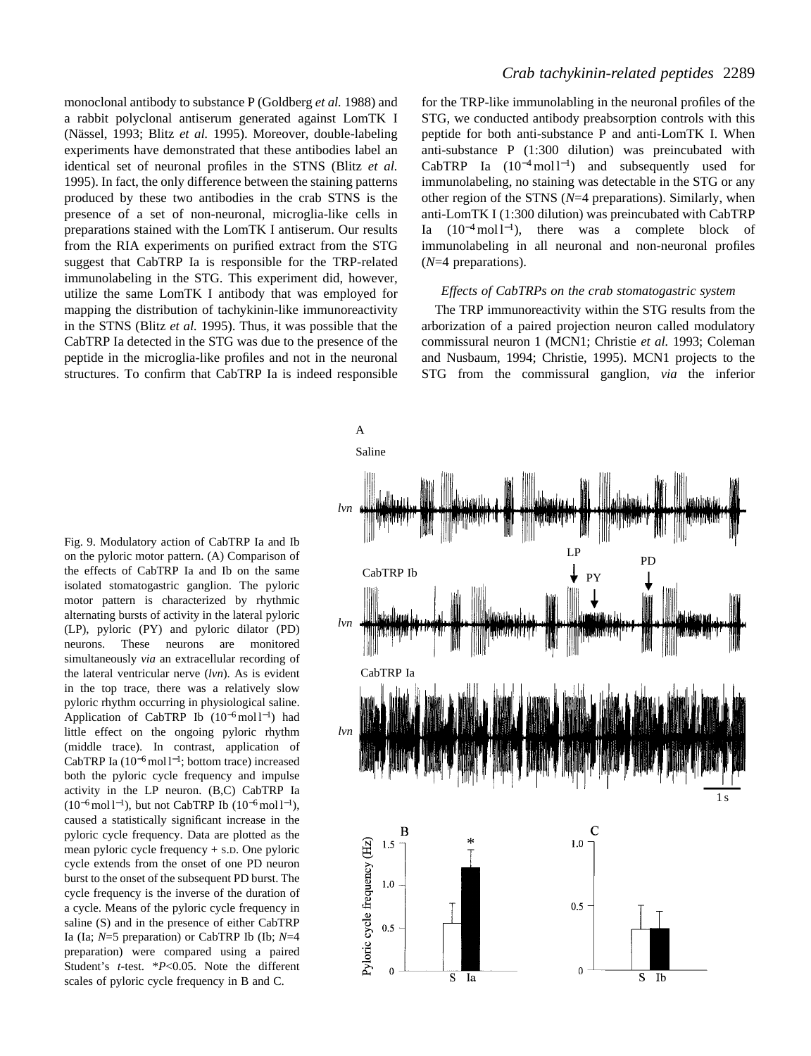monoclonal antibody to substance P (Goldberg *et al.* 1988) and a rabbit polyclonal antiserum generated against LomTK I (Nässel, 1993; Blitz *et al.* 1995). Moreover, double-labeling experiments have demonstrated that these antibodies label an identical set of neuronal profiles in the STNS (Blitz *et al.* 1995). In fact, the only difference between the staining patterns produced by these two antibodies in the crab STNS is the presence of a set of non-neuronal, microglia-like cells in preparations stained with the LomTK I antiserum. Our results from the RIA experiments on purified extract from the STG suggest that CabTRP Ia is responsible for the TRP-related immunolabeling in the STG. This experiment did, however, utilize the same LomTK I antibody that was employed for mapping the distribution of tachykinin-like immunoreactivity in the STNS (Blitz *et al.* 1995). Thus, it was possible that the CabTRP Ia detected in the STG was due to the presence of the peptide in the microglia-like profiles and not in the neuronal structures. To confirm that CabTRP Ia is indeed responsible for the TRP-like immunolabling in the neuronal profiles of the STG, we conducted antibody preabsorption controls with this peptide for both anti-substance P and anti-LomTK I. When anti-substance P (1:300 dilution) was preincubated with CabTRP Ia ($10^{-4}$ mol l$^{-1}$) and subsequently used for immunolabeling, no staining was detectable in the STG or any other region of the STNS (*N*=4 preparations). Similarly, when anti-LomTK I (1:300 dilution) was preincubated with CabTRP Ia ($10^{-4}$ mol l$^{-1}$), there was a complete block of immunolabeling in all neuronal and non-neuronal profiles (*N*=4 preparations).

### *Effects of CabTRPs on the crab stomatogastric system*

The TRP immunoreactivity within the STG results from the arborization of a paired projection neuron called modulatory commissural neuron 1 (MCN1; Christie *et al.* 1993; Coleman and Nusbaum, 1994; Christie, 1995). MCN1 projects to the STG from the commissural ganglion, *via* the inferior

Fig. 9. Modulatory action of CabTRP Ia and Ib on the pyloric motor pattern. (A) Comparison of the effects of CabTRP Ia and Ib on the same isolated stomatogastric ganglion. The pyloric motor pattern is characterized by rhythmic alternating bursts of activity in the lateral pyloric (LP), pyloric (PY) and pyloric dilator (PD) neurons. These neurons are monitored simultaneously *via* an extracellular recording of the lateral ventricular nerve (*lvn*). As is evident in the top trace, there was a relatively slow pyloric rhythm occurring in physiological saline. Application of CabTRP Ib ($10^{-6}$ mol l$^{-1}$) had little effect on the ongoing pyloric rhythm (middle trace). In contrast, application of CabTRP Ia ($10^{-6}$ mol l$^{-1}$; bottom trace) increased both the pyloric cycle frequency and impulse activity in the LP neuron. (B,C) CabTRP Ia ($10^{-6}$ mol l$^{-1}$), but not CabTRP Ib ($10^{-6}$ mol l$^{-1}$), caused a statistically significant increase in the pyloric cycle frequency. Data are plotted as the mean pyloric cycle frequency + S.D. One pyloric cycle extends from the onset of one PD neuron burst to the onset of the subsequent PD burst. The cycle frequency is the inverse of the duration of a cycle. Means of the pyloric cycle frequency in saline (S) and in the presence of either CabTRP Ia (Ia; *N*=5 preparation) or CabTRP Ib (Ib; *N*=4 preparation) were compared using a paired Student's *t*-test. \*$P<0.05$. Note the different scales of pyloric cycle frequency in B and C.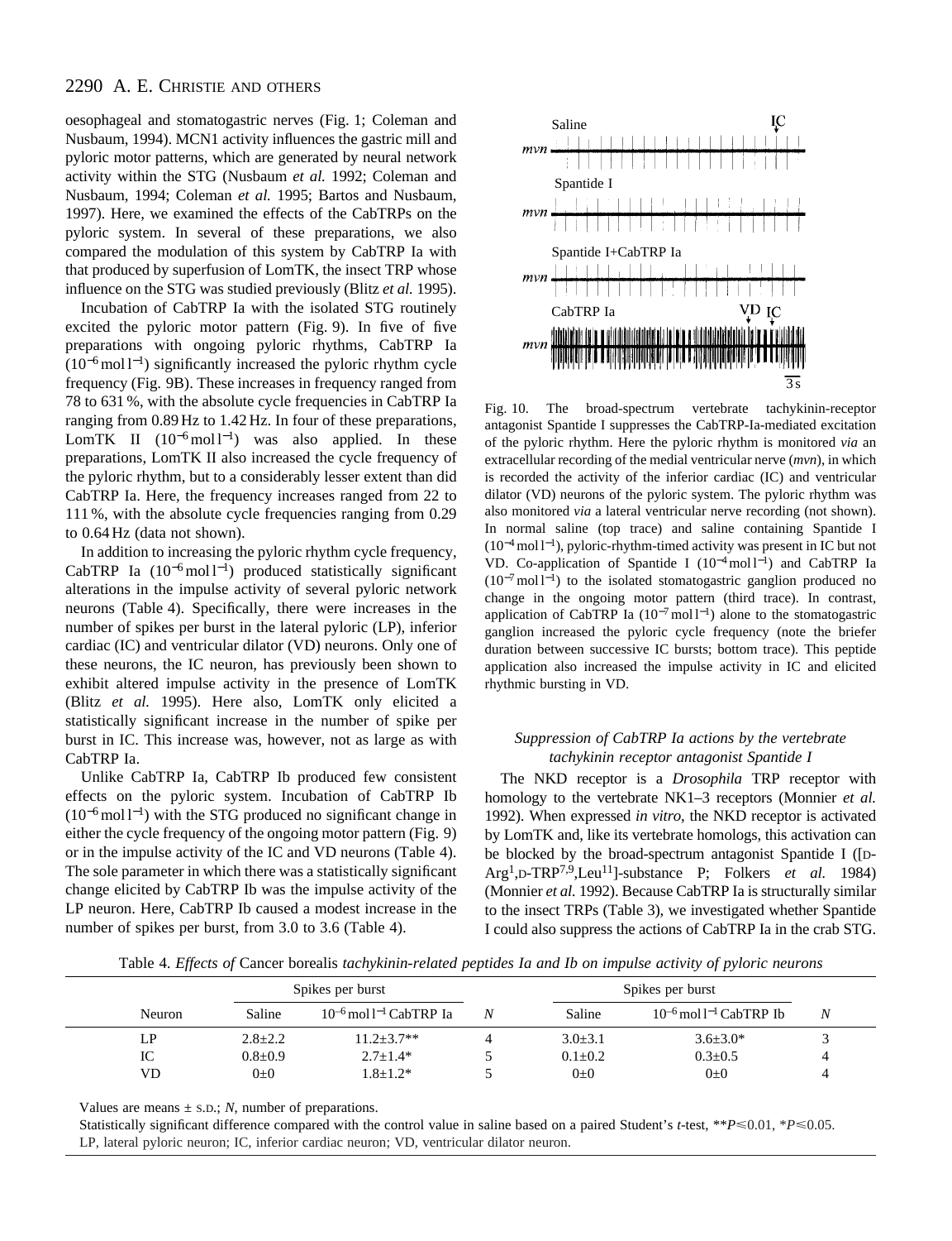oesophageal and stomatogastric nerves (Fig. 1; Coleman and Nusbaum, 1994). MCN1 activity influences the gastric mill and pyloric motor patterns, which are generated by neural network activity within the STG (Nusbaum *et al.* 1992; Coleman and Nusbaum, 1994; Coleman *et al.* 1995; Bartos and Nusbaum, 1997). Here, we examined the effects of the CabTRPs on the pyloric system. In several of these preparations, we also compared the modulation of this system by CabTRP Ia with that produced by superfusion of LomTK, the insect TRP whose influence on the STG was studied previously (Blitz *et al.* 1995).

Incubation of CabTRP Ia with the isolated STG routinely excited the pyloric motor pattern (Fig. 9). In five of five preparations with ongoing pyloric rhythms, CabTRP Ia ($10^{-6}$ mol l$^{-1}$) significantly increased the pyloric rhythm cycle frequency (Fig. 9B). These increases in frequency ranged from 78 to 631 %, with the absolute cycle frequencies in CabTRP Ia ranging from 0.89 Hz to 1.42 Hz. In four of these preparations, LomTK II ($10^{-6}$ mol l$^{-1}$) was also applied. In these preparations, LomTK II also increased the cycle frequency of the pyloric rhythm, but to a considerably lesser extent than did CabTRP Ia. Here, the frequency increases ranged from 22 to 111 %, with the absolute cycle frequencies ranging from 0.29 to 0.64 Hz (data not shown).

In addition to increasing the pyloric rhythm cycle frequency, CabTRP Ia ($10^{-6}$ mol l$^{-1}$) produced statistically significant alterations in the impulse activity of several pyloric network neurons (Table 4). Specifically, there were increases in the number of spikes per burst in the lateral pyloric (LP), inferior cardiac (IC) and ventricular dilator (VD) neurons. Only one of these neurons, the IC neuron, has previously been shown to exhibit altered impulse activity in the presence of LomTK (Blitz *et al.* 1995). Here also, LomTK only elicited a statistically significant increase in the number of spike per burst in IC. This increase was, however, not as large as with CabTRP Ia.

Unlike CabTRP Ia, CabTRP Ib produced few consistent effects on the pyloric system. Incubation of CabTRP Ib ($10^{-6}$ mol l$^{-1}$) with the STG produced no significant change in either the cycle frequency of the ongoing motor pattern (Fig. 9) or in the impulse activity of the IC and VD neurons (Table 4). The sole parameter in which there was a statistically significant change elicited by CabTRP Ib was the impulse activity of the LP neuron. Here, CabTRP Ib caused a modest increase in the number of spikes per burst, from 3.0 to 3.6 (Table 4).

Fig. 10. The broad-spectrum vertebrate tachykinin-receptor antagonist Spantide I suppresses the CabTRP-Ia-mediated excitation of the pyloric rhythm. Here the pyloric rhythm is monitored *via* an extracellular recording of the medial ventricular nerve (*mvn*), in which is recorded the activity of the inferior cardiac (IC) and ventricular dilator (VD) neurons of the pyloric system. The pyloric rhythm was also monitored *via* a lateral ventricular nerve recording (not shown). In normal saline (top trace) and saline containing Spantide I ($10^{-4}$ mol l$^{-1}$), pyloric-rhythm-timed activity was present in IC but not VD. Co-application of Spantide I ($10^{-4}$ mol l$^{-1}$) and CabTRP Ia ($10^{-7}$ mol l$^{-1}$) to the isolated stomatogastric ganglion produced no change in the ongoing motor pattern (third trace). In contrast, application of CabTRP Ia ($10^{-7}$ mol l$^{-1}$) alone to the stomatogastric ganglion increased the pyloric cycle frequency (note the briefer duration between successive IC bursts; bottom trace). This peptide application also increased the impulse activity in IC and elicited rhythmic bursting in VD.

### *Suppression of CabTRP Ia actions by the vertebrate tachykinin receptor antagonist Spantide I*

The NKD receptor is a *Drosophila* TRP receptor with homology to the vertebrate NK1–3 receptors (Monnier *et al.* 1992). When expressed *in vitro*, the NKD receptor is activated by LomTK and, like its vertebrate homologs, this activation can be blocked by the broad-spectrum antagonist Spantide I ([D-Arg$^{1}$,D-TRP$^{7,9}$,Leu$^{11}$]-substance P; Folkers *et al.* 1984) (Monnier *et al.* 1992). Because CabTRP Ia is structurally similar to the insect TRPs (Table 3), we investigated whether Spantide I could also suppress the actions of CabTRP Ia in the crab STG.

Table 4. *Effects of* Cancer borealis *tachykinin-related peptides Ia and Ib on impulse activity of pyloric neurons*

| | Spikes per burst | | | Spikes per burst | | |
|---|---|---|---|---|---|---|
| Neuron | Saline | $10^{-6}$ mol l$^{-1}$ CabTRP Ia | *N* | Saline | $10^{-6}$ mol l$^{-1}$ CabTRP Ib | *N* |
| LP | 2.8±2.2 | 11.2±3.7** | 4 | 3.0±3.1 | 3.6±3.0* | 3 |
| IC | 0.8±0.9 | 2.7±1.4* | 5 | 0.1±0.2 | 0.3±0.5 | 4 |
| VD | 0±0 | 1.8±1.2* | 5 | 0±0 | 0±0 | 4 |

Values are means ± S.D.; *N*, number of preparations.

Statistically significant difference compared with the control value in saline based on a paired Student's *t*-test, $**P \leqslant 0.01$, $*P \leqslant 0.05$.

LP, lateral pyloric neuron; IC, inferior cardiac neuron; VD, ventricular dilator neuron.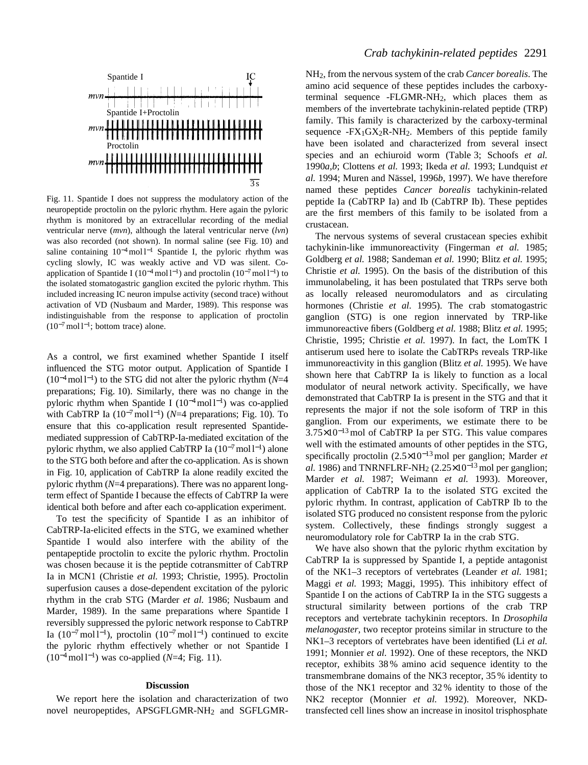Spantide I IC

*mvn*

Spantide I+Proctolin

*mvn*

Proctolin

*mvn*

3 s

Fig. 11. Spantide I does not suppress the modulatory action of the neuropeptide proctolin on the pyloric rhythm. Here again the pyloric rhythm is monitored by an extracellular recording of the medial ventricular nerve (*mvn*), although the lateral ventricular nerve (*lvn*) was also recorded (not shown). In normal saline (see Fig. 10) and saline containing $10^{-4}$ mol l$^{-1}$ Spantide I, the pyloric rhythm was cycling slowly, IC was weakly active and VD was silent. Co-application of Spantide I ($10^{-4}$ mol l$^{-1}$) and proctolin ($10^{-7}$ mol l$^{-1}$) to the isolated stomatogastric ganglion excited the pyloric rhythm. This included increasing IC neuron impulse activity (second trace) without activation of VD (Nusbaum and Marder, 1989). This response was indistinguishable from the response to application of proctolin ($10^{-7}$ mol l$^{-1}$; bottom trace) alone.

As a control, we first examined whether Spantide I itself influenced the STG motor output. Application of Spantide I ($10^{-4}$ mol l$^{-1}$) to the STG did not alter the pyloric rhythm ($N$=4 preparations; Fig. 10). Similarly, there was no change in the pyloric rhythm when Spantide I ($10^{-4}$ mol l$^{-1}$) was co-applied with CabTRP Ia ($10^{-7}$ mol l$^{-1}$) ($N$=4 preparations; Fig. 10). To ensure that this co-application result represented Spantide-mediated suppression of CabTRP-Ia-mediated excitation of the pyloric rhythm, we also applied CabTRP Ia ($10^{-7}$ mol l$^{-1}$) alone to the STG both before and after the co-application. As is shown in Fig. 10, application of CabTRP Ia alone readily excited the pyloric rhythm ($N$=4 preparations). There was no apparent long-term effect of Spantide I because the effects of CabTRP Ia were identical both before and after each co-application experiment.

To test the specificity of Spantide I as an inhibitor of CabTRP-Ia-elicited effects in the STG, we examined whether Spantide I would also interfere with the ability of the pentapeptide proctolin to excite the pyloric rhythm. Proctolin was chosen because it is the peptide cotransmitter of CabTRP Ia in MCN1 (Christie *et al.* 1993; Christie, 1995). Proctolin superfusion causes a dose-dependent excitation of the pyloric rhythm in the crab STG (Marder *et al.* 1986; Nusbaum and Marder, 1989). In the same preparations where Spantide I reversibly suppressed the pyloric network response to CabTRP Ia ($10^{-7}$ mol l$^{-1}$), proctolin ($10^{-7}$ mol l$^{-1}$) continued to excite the pyloric rhythm effectively whether or not Spantide I ($10^{-4}$ mol l$^{-1}$) was co-applied ($N$=4; Fig. 11).

## Discussion

We report here the isolation and characterization of two novel neuropeptides, APSGFLGMR-$NH_2$ and SGFLGMR-$NH_2$, from the nervous system of the crab *Cancer borealis*. The amino acid sequence of these peptides includes the carboxy-terminal sequence -FLGMR-$NH_2$, which places them as members of the invertebrate tachykinin-related peptide (TRP) family. This family is characterized by the carboxy-terminal sequence -$FX_1GX_2R$-$NH_2$. Members of this peptide family have been isolated and characterized from several insect species and an echiuroid worm (Table 3; Schoofs *et al.* 1990*a*,*b*; Clottens *et al.* 1993; Ikeda *et al.* 1993; Lundquist *et al.* 1994; Muren and Nässel, 1996*b*, 1997). We have therefore named these peptides *Cancer borealis* tachykinin-related peptide Ia (CabTRP Ia) and Ib (CabTRP Ib). These peptides are the first members of this family to be isolated from a crustacean.

The nervous systems of several crustacean species exhibit tachykinin-like immunoreactivity (Fingerman *et al.* 1985; Goldberg *et al.* 1988; Sandeman *et al.* 1990; Blitz *et al.* 1995; Christie *et al.* 1995). On the basis of the distribution of this immunolabeling, it has been postulated that TRPs serve both as locally released neuromodulators and as circulating hormones (Christie *et al.* 1995). The crab stomatogastric ganglion (STG) is one region innervated by TRP-like immunoreactive fibers (Goldberg *et al.* 1988; Blitz *et al.* 1995; Christie, 1995; Christie *et al.* 1997). In fact, the LomTK I antiserum used here to isolate the CabTRPs reveals TRP-like immunoreactivity in this ganglion (Blitz *et al.* 1995). We have shown here that CabTRP Ia is likely to function as a local modulator of neural network activity. Specifically, we have demonstrated that CabTRP Ia is present in the STG and that it represents the major if not the sole isoform of TRP in this ganglion. From our experiments, we estimate there to be $3.75\times10^{-13}$ mol of CabTRP Ia per STG. This value compares well with the estimated amounts of other peptides in the STG, specifically proctolin ($2.5\times10^{-13}$ mol per ganglion; Marder *et al.* 1986) and TNRNFLRF-$NH_2$ ($2.25\times10^{-13}$ mol per ganglion; Marder *et al.* 1987; Weimann *et al.* 1993). Moreover, application of CabTRP Ia to the isolated STG excited the pyloric rhythm. In contrast, application of CabTRP Ib to the isolated STG produced no consistent response from the pyloric system. Collectively, these findings strongly suggest a neuromodulatory role for CabTRP Ia in the crab STG.

We have also shown that the pyloric rhythm excitation by CabTRP Ia is suppressed by Spantide I, a peptide antagonist of the NK1–3 receptors of vertebrates (Leander *et al.* 1981; Maggi *et al.* 1993; Maggi, 1995). This inhibitory effect of Spantide I on the actions of CabTRP Ia in the STG suggests a structural similarity between portions of the crab TRP receptors and vertebrate tachykinin receptors. In *Drosophila melanogaster*, two receptor proteins similar in structure to the NK1–3 receptors of vertebrates have been identified (Li *et al.* 1991; Monnier *et al.* 1992). One of these receptors, the NKD receptor, exhibits 38 % amino acid sequence identity to the transmembrane domains of the NK3 receptor, 35 % identity to those of the NK1 receptor and 32 % identity to those of the NK2 receptor (Monnier *et al.* 1992). Moreover, NKD-transfected cell lines show an increase in inositol trisphosphate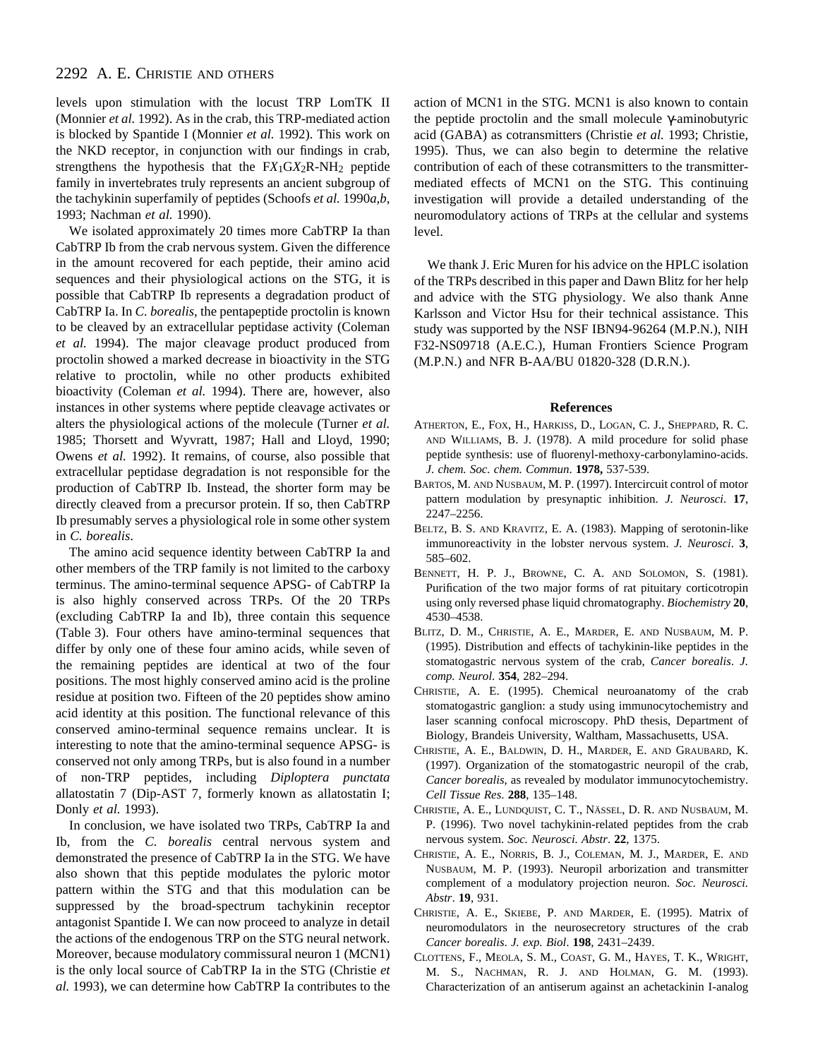levels upon stimulation with the locust TRP LomTK II (Monnier *et al.* 1992). As in the crab, this TRP-mediated action is blocked by Spantide I (Monnier *et al.* 1992). This work on the NKD receptor, in conjunction with our findings in crab, strengthens the hypothesis that the $FX_1GX_2R$-$NH_2$ peptide family in invertebrates truly represents an ancient subgroup of the tachykinin superfamily of peptides (Schoofs *et al.* 1990*a,b*, 1993; Nachman *et al.* 1990).

We isolated approximately 20 times more CabTRP Ia than CabTRP Ib from the crab nervous system. Given the difference in the amount recovered for each peptide, their amino acid sequences and their physiological actions on the STG, it is possible that CabTRP Ib represents a degradation product of CabTRP Ia. In *C. borealis*, the pentapeptide proctolin is known to be cleaved by an extracellular peptidase activity (Coleman *et al.* 1994). The major cleavage product produced from proctolin showed a marked decrease in bioactivity in the STG relative to proctolin, while no other products exhibited bioactivity (Coleman *et al.* 1994). There are, however, also instances in other systems where peptide cleavage activates or alters the physiological actions of the molecule (Turner *et al.* 1985; Thorsett and Wyvratt, 1987; Hall and Lloyd, 1990; Owens *et al.* 1992). It remains, of course, also possible that extracellular peptidase degradation is not responsible for the production of CabTRP Ib. Instead, the shorter form may be directly cleaved from a precursor protein. If so, then CabTRP Ib presumably serves a physiological role in some other system in *C. borealis*.

The amino acid sequence identity between CabTRP Ia and other members of the TRP family is not limited to the carboxy terminus. The amino-terminal sequence APSG- of CabTRP Ia is also highly conserved across TRPs. Of the 20 TRPs (excluding CabTRP Ia and Ib), three contain this sequence (Table 3). Four others have amino-terminal sequences that differ by only one of these four amino acids, while seven of the remaining peptides are identical at two of the four positions. The most highly conserved amino acid is the proline residue at position two. Fifteen of the 20 peptides show amino acid identity at this position. The functional relevance of this conserved amino-terminal sequence remains unclear. It is interesting to note that the amino-terminal sequence APSG- is conserved not only among TRPs, but is also found in a number of non-TRP peptides, including *Diploptera punctata* allatostatin 7 (Dip-AST 7, formerly known as allatostatin I; Donly *et al.* 1993).

In conclusion, we have isolated two TRPs, CabTRP Ia and Ib, from the *C. borealis* central nervous system and demonstrated the presence of CabTRP Ia in the STG. We have also shown that this peptide modulates the pyloric motor pattern within the STG and that this modulation can be suppressed by the broad-spectrum tachykinin receptor antagonist Spantide I. We can now proceed to analyze in detail the actions of the endogenous TRP on the STG neural network. Moreover, because modulatory commissural neuron 1 (MCN1) is the only local source of CabTRP Ia in the STG (Christie *et al.* 1993), we can determine how CabTRP Ia contributes to the action of MCN1 in the STG. MCN1 is also known to contain the peptide proctolin and the small molecule γ-aminobutyric acid (GABA) as cotransmitters (Christie *et al.* 1993; Christie, 1995). Thus, we can also begin to determine the relative contribution of each of these cotransmitters to the transmitter-mediated effects of MCN1 on the STG. This continuing investigation will provide a detailed understanding of the neuromodulatory actions of TRPs at the cellular and systems level.

We thank J. Eric Muren for his advice on the HPLC isolation of the TRPs described in this paper and Dawn Blitz for her help and advice with the STG physiology. We also thank Anne Karlsson and Victor Hsu for their technical assistance. This study was supported by the NSF IBN94-96264 (M.P.N.), NIH F32-NS09718 (A.E.C.), Human Frontiers Science Program (M.P.N.) and NFR B-AA/BU 01820-328 (D.R.N.).

## References

ATHERTON, E., FOX, H., HARKISS, D., LOGAN, C. J., SHEPPARD, R. C. AND WILLIAMS, B. J. (1978). A mild procedure for solid phase peptide synthesis: use of fluorenyl-methoxy-carbonylamino-acids. *J. chem. Soc. chem. Commun*. **1978,** 537-539.

BARTOS, M. AND NUSBAUM, M. P. (1997). Intercircuit control of motor pattern modulation by presynaptic inhibition. *J. Neurosci*. **17**, 2247–2256.

BELTZ, B. S. AND KRAVITZ, E. A. (1983). Mapping of serotonin-like immunoreactivity in the lobster nervous system. *J. Neurosci*. **3**, 585–602.

BENNETT, H. P. J., BROWNE, C. A. AND SOLOMON, S. (1981). Purification of the two major forms of rat pituitary corticotropin using only reversed phase liquid chromatography. *Biochemistry* **20**, 4530–4538.

BLITZ, D. M., CHRISTIE, A. E., MARDER, E. AND NUSBAUM, M. P. (1995). Distribution and effects of tachykinin-like peptides in the stomatogastric nervous system of the crab, *Cancer borealis*. *J. comp. Neurol.* **354**, 282–294.

CHRISTIE, A. E. (1995). Chemical neuroanatomy of the crab stomatogastric ganglion: a study using immunocytochemistry and laser scanning confocal microscopy. PhD thesis, Department of Biology, Brandeis University, Waltham, Massachusetts, USA.

CHRISTIE, A. E., BALDWIN, D. H., MARDER, E. AND GRAUBARD, K. (1997). Organization of the stomatogastric neuropil of the crab, *Cancer borealis*, as revealed by modulator immunocytochemistry. *Cell Tissue Res*. **288**, 135–148.

CHRISTIE, A. E., LUNDQUIST, C. T., NÄSSEL, D. R. AND NUSBAUM, M. P. (1996). Two novel tachykinin-related peptides from the crab nervous system. *Soc. Neurosci. Abstr*. **22**, 1375.

CHRISTIE, A. E., NORRIS, B. J., COLEMAN, M. J., MARDER, E. AND NUSBAUM, M. P. (1993). Neuropil arborization and transmitter complement of a modulatory projection neuron. *Soc. Neurosci. Abstr*. **19**, 931.

CHRISTIE, A. E., SKIEBE, P. AND MARDER, E. (1995). Matrix of neuromodulators in the neurosecretory structures of the crab *Cancer borealis*. *J. exp. Biol*. **198**, 2431–2439.

CLOTTENS, F., MEOLA, S. M., COAST, G. M., HAYES, T. K., WRIGHT, M. S., NACHMAN, R. J. AND HOLMAN, G. M. (1993). Characterization of an antiserum against an achetackinin I-analog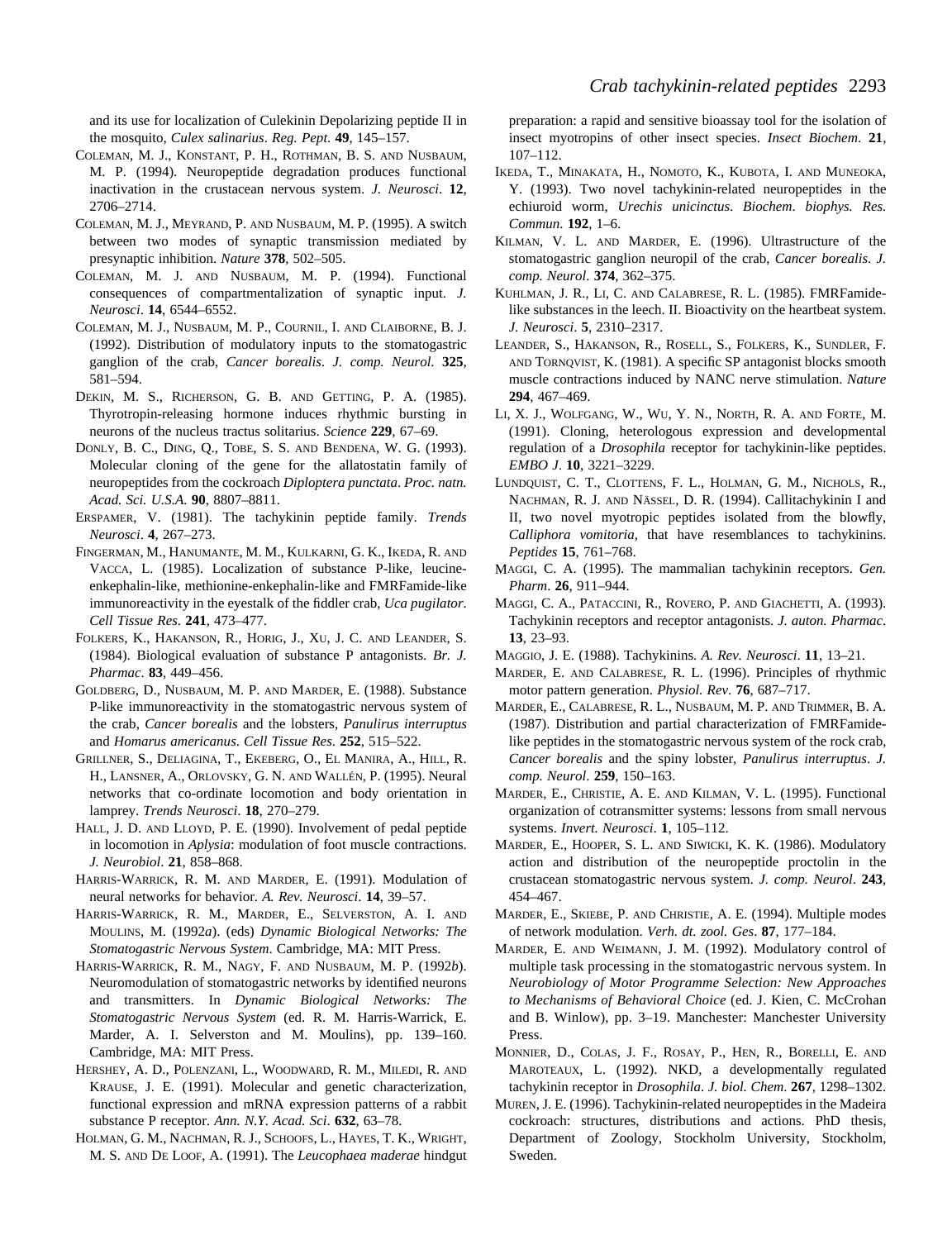and its use for localization of Culekinin Depolarizing peptide II in the mosquito, *Culex salinarius*. *Reg. Pept.* **49**, 145–157.

Coleman, M. J., Konstant, P. H., Rothman, B. S. and Nusbaum, M. P. (1994). Neuropeptide degradation produces functional inactivation in the crustacean nervous system. *J. Neurosci.* **12**, 2706–2714.

Coleman, M. J., Meyrand, P. and Nusbaum, M. P. (1995). A switch between two modes of synaptic transmission mediated by presynaptic inhibition. *Nature* **378**, 502–505.

Coleman, M. J. and Nusbaum, M. P. (1994). Functional consequences of compartmentalization of synaptic input. *J. Neurosci.* **14**, 6544–6552.

Coleman, M. J., Nusbaum, M. P., Cournil, I. and Claiborne, B. J. (1992). Distribution of modulatory inputs to the stomatogastric ganglion of the crab, *Cancer borealis*. *J. comp. Neurol.* **325**, 581–594.

Dekin, M. S., Richerson, G. B. and Getting, P. A. (1985). Thyrotropin-releasing hormone induces rhythmic bursting in neurons of the nucleus tractus solitarius. *Science* **229**, 67–69.

Donly, B. C., Ding, Q., Tobe, S. S. and Bendena, W. G. (1993). Molecular cloning of the gene for the allatostatin family of neuropeptides from the cockroach *Diploptera punctata*. *Proc. natn. Acad. Sci. U.S.A.* **90**, 8807–8811.

Erspamer, V. (1981). The tachykinin peptide family. *Trends Neurosci.* **4**, 267–273.

Fingerman, M., Hanumante, M. M., Kulkarni, G. K., Ikeda, R. and Vacca, L. (1985). Localization of substance P-like, leucine-enkephalin-like, methionine-enkephalin-like and FMRFamide-like immunoreactivity in the eyestalk of the fiddler crab, *Uca pugilator*. *Cell Tissue Res.* **241**, 473–477.

Folkers, K., Hakanson, R., Horig, J., Xu, J. C. and Leander, S. (1984). Biological evaluation of substance P antagonists. *Br. J. Pharmac.* **83**, 449–456.

Goldberg, D., Nusbaum, M. P. and Marder, E. (1988). Substance P-like immunoreactivity in the stomatogastric nervous system of the crab, *Cancer borealis* and the lobsters, *Panulirus interruptus* and *Homarus americanus*. *Cell Tissue Res.* **252**, 515–522.

Grillner, S., Deliagina, T., Ekeberg, O., El Manira, A., Hill, R. H., Lansner, A., Orlovsky, G. N. and Wallén, P. (1995). Neural networks that co-ordinate locomotion and body orientation in lamprey. *Trends Neurosci.* **18**, 270–279.

Hall, J. D. and Lloyd, P. E. (1990). Involvement of pedal peptide in locomotion in *Aplysia*: modulation of foot muscle contractions. *J. Neurobiol.* **21**, 858–868.

Harris-Warrick, R. M. and Marder, E. (1991). Modulation of neural networks for behavior. *A. Rev. Neurosci.* **14**, 39–57.

Harris-Warrick, R. M., Marder, E., Selverston, A. I. and Moulins, M. (1992*a*). (eds) *Dynamic Biological Networks: The Stomatogastric Nervous System*. Cambridge, MA: MIT Press.

Harris-Warrick, R. M., Nagy, F. and Nusbaum, M. P. (1992*b*). Neuromodulation of stomatogastric networks by identified neurons and transmitters. In *Dynamic Biological Networks: The Stomatogastric Nervous System* (ed. R. M. Harris-Warrick, E. Marder, A. I. Selverston and M. Moulins), pp. 139–160. Cambridge, MA: MIT Press.

Hershey, A. D., Polenzani, L., Woodward, R. M., Miledi, R. and Krause, J. E. (1991). Molecular and genetic characterization, functional expression and mRNA expression patterns of a rabbit substance P receptor. *Ann. N.Y. Acad. Sci.* **632**, 63–78.

Holman, G. M., Nachman, R. J., Schoofs, L., Hayes, T. K., Wright, M. S. and De Loof, A. (1991). The *Leucophaea maderae* hindgut preparation: a rapid and sensitive bioassay tool for the isolation of insect myotropins of other insect species. *Insect Biochem.* **21**, 107–112.

Ikeda, T., Minakata, H., Nomoto, K., Kubota, I. and Muneoka, Y. (1993). Two novel tachykinin-related neuropeptides in the echiuroid worm, *Urechis unicinctus*. *Biochem. biophys. Res. Commun.* **192**, 1–6.

Kilman, V. L. and Marder, E. (1996). Ultrastructure of the stomatogastric ganglion neuropil of the crab, *Cancer borealis*. *J. comp. Neurol.* **374**, 362–375.

Kuhlman, J. R., Li, C. and Calabrese, R. L. (1985). FMRFamide-like substances in the leech. II. Bioactivity on the heartbeat system. *J. Neurosci.* **5**, 2310–2317.

Leander, S., Hakanson, R., Rosell, S., Folkers, K., Sundler, F. and Tornqvist, K. (1981). A specific SP antagonist blocks smooth muscle contractions induced by NANC nerve stimulation. *Nature* **294**, 467–469.

Li, X. J., Wolfgang, W., Wu, Y. N., North, R. A. and Forte, M. (1991). Cloning, heterologous expression and developmental regulation of a *Drosophila* receptor for tachykinin-like peptides. *EMBO J.* **10**, 3221–3229.

Lundquist, C. T., Clottens, F. L., Holman, G. M., Nichols, R., Nachman, R. J. and Nässel, D. R. (1994). Callitachykinin I and II, two novel myotropic peptides isolated from the blowfly, *Calliphora vomitoria*, that have resemblances to tachykinins. *Peptides* **15**, 761–768.

Maggi, C. A. (1995). The mammalian tachykinin receptors. *Gen. Pharm.* **26**, 911–944.

Maggi, C. A., Patacchini, R., Rovero, P. and Giachetti, A. (1993). Tachykinin receptors and receptor antagonists. *J. auton. Pharmac.* **13**, 23–93.

Maggio, J. E. (1988). Tachykinins. *A. Rev. Neurosci.* **11**, 13–21.

Marder, E. and Calabrese, R. L. (1996). Principles of rhythmic motor pattern generation. *Physiol. Rev.* **76**, 687–717.

Marder, E., Calabrese, R. L., Nusbaum, M. P. and Trimmer, B. A. (1987). Distribution and partial characterization of FMRFamide-like peptides in the stomatogastric nervous system of the rock crab, *Cancer borealis* and the spiny lobster, *Panulirus interruptus*. *J. comp. Neurol.* **259**, 150–163.

Marder, E., Christie, A. E. and Kilman, V. L. (1995). Functional organization of cotransmitter systems: lessons from small nervous systems. *Invert. Neurosci.* **1**, 105–112.

Marder, E., Hooper, S. L. and Siwicki, K. K. (1986). Modulatory action and distribution of the neuropeptide proctolin in the crustacean stomatogastric nervous system. *J. comp. Neurol.* **243**, 454–467.

Marder, E., Skiebe, P. and Christie, A. E. (1994). Multiple modes of network modulation. *Verh. dt. zool. Ges.* **87**, 177–184.

Marder, E. and Weimann, J. M. (1992). Modulatory control of multiple task processing in the stomatogastric nervous system. In *Neurobiology of Motor Programme Selection: New Approaches to Mechanisms of Behavioral Choice* (ed. J. Kien, C. McCrohan and B. Winlow), pp. 3–19. Manchester: Manchester University Press.

Monnier, D., Colas, J. F., Rosay, P., Hen, R., Borelli, E. and Maroteaux, L. (1992). NKD, a developmentally regulated tachykinin receptor in *Drosophila*. *J. biol. Chem.* **267**, 1298–1302.

Muren, J. E. (1996). Tachykinin-related neuropeptides in the Madeira cockroach: structures, distributions and actions. PhD thesis, Department of Zoology, Stockholm University, Stockholm, Sweden.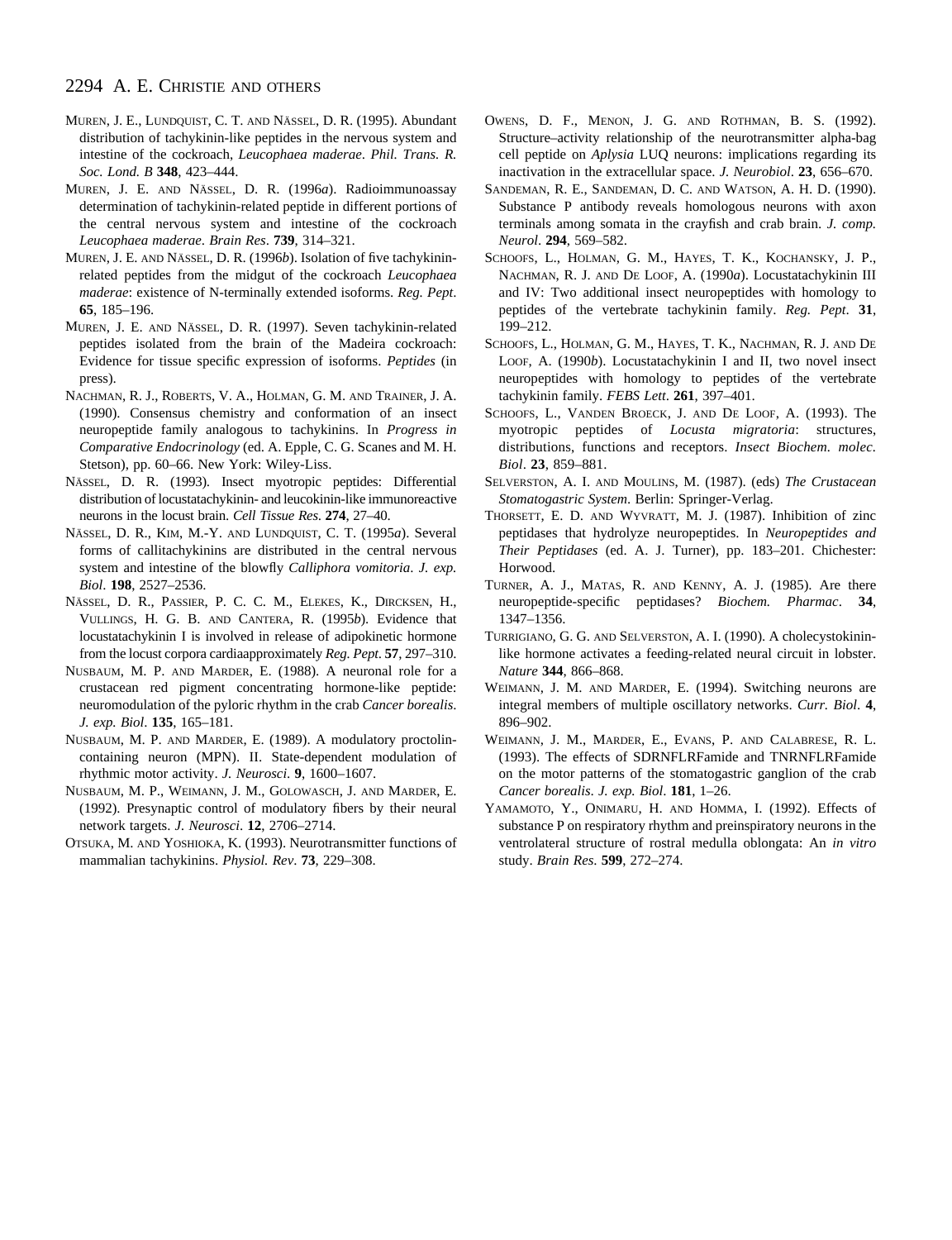MUREN, J. E., LUNDQUIST, C. T. AND NÄSSEL, D. R. (1995). Abundant distribution of tachykinin-like peptides in the nervous system and intestine of the cockroach, *Leucophaea maderae*. *Phil. Trans. R. Soc. Lond. B* **348**, 423–444.

MUREN, J. E. AND NÄSSEL, D. R. (1996*a*). Radioimmunoassay determination of tachykinin-related peptide in different portions of the central nervous system and intestine of the cockroach *Leucophaea maderae*. *Brain Res*. **739**, 314–321.

MUREN, J. E. AND NÄSSEL, D. R. (1996*b*). Isolation of five tachykinin-related peptides from the midgut of the cockroach *Leucophaea maderae*: existence of N-terminally extended isoforms. *Reg. Pept*. **65**, 185–196.

MUREN, J. E. AND NÄSSEL, D. R. (1997). Seven tachykinin-related peptides isolated from the brain of the Madeira cockroach: Evidence for tissue specific expression of isoforms. *Peptides* (in press).

NACHMAN, R. J., ROBERTS, V. A., HOLMAN, G. M. AND TRAINER, J. A. (1990). Consensus chemistry and conformation of an insect neuropeptide family analogous to tachykinins. In *Progress in Comparative Endocrinology* (ed. A. Epple, C. G. Scanes and M. H. Stetson), pp. 60–66. New York: Wiley-Liss.

NÄSSEL, D. R. (1993). Insect myotropic peptides: Differential distribution of locustatachykinin- and leucokinin-like immunoreactive neurons in the locust brain. *Cell Tissue Res*. **274**, 27–40.

NÄSSEL, D. R., KIM, M.-Y. AND LUNDQUIST, C. T. (1995*a*). Several forms of callitachykinins are distributed in the central nervous system and intestine of the blowfly *Calliphora vomitoria*. *J. exp. Biol*. **198**, 2527–2536.

NÄSSEL, D. R., PASSIER, P. C. C. M., ELEKES, K., DIRCKSEN, H., VULLINGS, H. G. B. AND CANTERA, R. (1995*b*). Evidence that locustatachykinin I is involved in release of adipokinetic hormone from the locust corpora cardiaapproximately *Reg. Pept*. **57**, 297–310.

NUSBAUM, M. P. AND MARDER, E. (1988). A neuronal role for a crustacean red pigment concentrating hormone-like peptide: neuromodulation of the pyloric rhythm in the crab *Cancer borealis*. *J. exp. Biol*. **135**, 165–181.

NUSBAUM, M. P. AND MARDER, E. (1989). A modulatory proctolin-containing neuron (MPN). II. State-dependent modulation of rhythmic motor activity. *J. Neurosci*. **9**, 1600–1607.

NUSBAUM, M. P., WEIMANN, J. M., GOLOWASCH, J. AND MARDER, E. (1992). Presynaptic control of modulatory fibers by their neural network targets. *J. Neurosci*. **12**, 2706–2714.

OTSUKA, M. AND YOSHIOKA, K. (1993). Neurotransmitter functions of mammalian tachykinins. *Physiol. Rev*. **73**, 229–308.

OWENS, D. F., MENON, J. G. AND ROTHMAN, B. S. (1992). Structure–activity relationship of the neurotransmitter alpha-bag cell peptide on *Aplysia* LUQ neurons: implications regarding its inactivation in the extracellular space. *J. Neurobiol*. **23**, 656–670.

SANDEMAN, R. E., SANDEMAN, D. C. AND WATSON, A. H. D. (1990). Substance P antibody reveals homologous neurons with axon terminals among somata in the crayfish and crab brain. *J. comp. Neurol*. **294**, 569–582.

SCHOOFS, L., HOLMAN, G. M., HAYES, T. K., KOCHANSKY, J. P., NACHMAN, R. J. AND DE LOOF, A. (1990*a*). Locustatachykinin III and IV: Two additional insect neuropeptides with homology to peptides of the vertebrate tachykinin family. *Reg. Pept*. **31**, 199–212.

SCHOOFS, L., HOLMAN, G. M., HAYES, T. K., NACHMAN, R. J. AND DE LOOF, A. (1990*b*). Locustatachykinin I and II, two novel insect neuropeptides with homology to peptides of the vertebrate tachykinin family. *FEBS Lett*. **261**, 397–401.

SCHOOFS, L., VANDEN BROECK, J. AND DE LOOF, A. (1993). The myotropic peptides of *Locusta migratoria*: structures, distributions, functions and receptors. *Insect Biochem. molec. Biol*. **23**, 859–881.

SELVERSTON, A. I. AND MOULINS, M. (1987). (eds) *The Crustacean Stomatogastric System*. Berlin: Springer-Verlag.

THORSETT, E. D. AND WYVRATT, M. J. (1987). Inhibition of zinc peptidases that hydrolyze neuropeptides. In *Neuropeptides and Their Peptidases* (ed. A. J. Turner), pp. 183–201. Chichester: Horwood.

TURNER, A. J., MATAS, R. AND KENNY, A. J. (1985). Are there neuropeptide-specific peptidases? *Biochem. Pharmac*. **34**, 1347–1356.

TURRIGIANO, G. G. AND SELVERSTON, A. I. (1990). A cholecystokinin-like hormone activates a feeding-related neural circuit in lobster. *Nature* **344**, 866–868.

WEIMANN, J. M. AND MARDER, E. (1994). Switching neurons are integral members of multiple oscillatory networks. *Curr. Biol*. **4**, 896–902.

WEIMANN, J. M., MARDER, E., EVANS, P. AND CALABRESE, R. L. (1993). The effects of SDRNFLRFamide and TNRNFLRFamide on the motor patterns of the stomatogastric ganglion of the crab *Cancer borealis*. *J. exp. Biol*. **181**, 1–26.

YAMAMOTO, Y., ONIMARU, H. AND HOMMA, I. (1992). Effects of substance P on respiratory rhythm and preinspiratory neurons in the ventrolateral structure of rostral medulla oblongata: An *in vitro* study. *Brain Res*. **599**, 272–274.